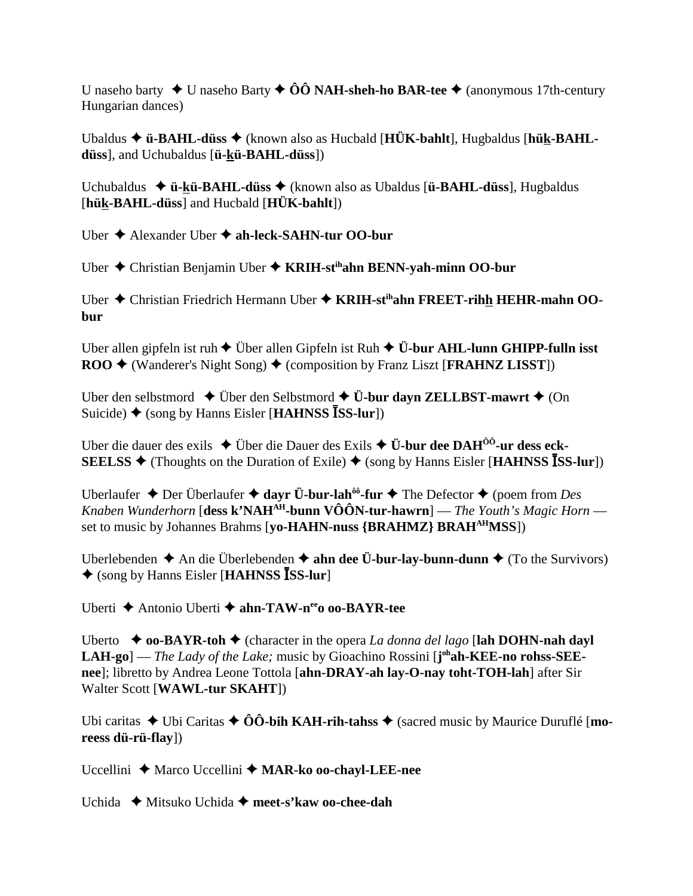U naseho barty ✦ U naseho Barty ✦ **ÔÔ NAH-sheh-ho BAR-tee** ✦ (anonymous 17th-century Hungarian dances)

Ubaldus ✦ **ü-BAHL-düss** ✦ (known also as Hucbald [**HÜK-bahlt**], Hugbaldus [**hük-BAHL-düss**], and Uchubaldus [**ü-kü-BAHL-düss**])

Uchubaldus ✦ **ü-kü-BAHL-düss** ✦ (known also as Ubaldus [**ü-BAHL-düss**], Hugbaldus [**hük-BAHL-düss**] and Hucbald [**HÜK-bahlt**])

Uber ✦ Alexander Uber ✦ **ah-leck-SAHN-tur OO-bur**

Uber ✦ Christian Benjamin Uber ✦ **KRIH-st^ih^ahn BENN-yah-minn OO-bur**

Uber ✦ Christian Friedrich Hermann Uber ✦ **KRIH-st^ih^ahn FREET-rihh HEHR-mahn OO-bur**

Uber allen gipfeln ist ruh ✦ Über allen Gipfeln ist Ruh ✦ **Ü-bur AHL-lunn GHIPP-fulln isst ROO** ✦ (Wanderer's Night Song) ✦ (composition by Franz Liszt [**FRAHNZ LISST**])

Uber den selbstmord ✦ Über den Selbstmord ✦ **Ü-bur dayn ZELLBST-mawrt** ✦ (On Suicide) ✦ (song by Hanns Eisler [**HAHNSS ĪSS-lur**])

Uber die dauer des exils ✦ Über die Dauer des Exils ✦ **Ü-bur dee DAH^ÔÔ^-ur dess eck-SEELSS** ✦ (Thoughts on the Duration of Exile) ✦ (song by Hanns Eisler [**HAHNSS ĪSS-lur**])

Uberlaufer ✦ Der Überlaufer ✦ **dayr Ü-bur-lah^ôô^-fur** ✦ The Defector ✦ (poem from *Des Knaben Wunderhorn* [**dess k'NAH^AH^-bunn VÔÔN-tur-hawrn**] — *The Youth's Magic Horn* — set to music by Johannes Brahms [**yo-HAHN-nuss {BRAHMZ} BRAH^AH^MSS**])

Uberlebenden ✦ An die Überlebenden ✦ **ahn dee Ü-bur-lay-bunn-dunn** ✦ (To the Survivors) ✦ (song by Hanns Eisler [**HAHNSS ĪSS-lur**]

Uberti ✦ Antonio Uberti ✦ **ahn-TAW-n^ee^o oo-BAYR-tee**

Uberto ✦ **oo-BAYR-toh** ✦ (character in the opera *La donna del lago* [**lah DOHN-nah dayl LAH-go**] — *The Lady of the Lake;* music by Gioachino Rossini [**j^oh^ah-KEE-no rohss-SEE-nee**]; libretto by Andrea Leone Tottola [**ahn-DRAY-ah lay-O-nay toht-TOH-lah**] after Sir Walter Scott [**WAWL-tur SKAHT**])

Ubi caritas ✦ Ubi Caritas ✦ **ÔÔ-bih KAH-rih-tahss** ✦ (sacred music by Maurice Duruflé [**mo-reess dü-rü-flay**])

Uccellini ✦ Marco Uccellini ✦ **MAR-ko oo-chayl-LEE-nee**

Uchida ✦ Mitsuko Uchida ✦ **meet-s'kaw oo-chee-dah**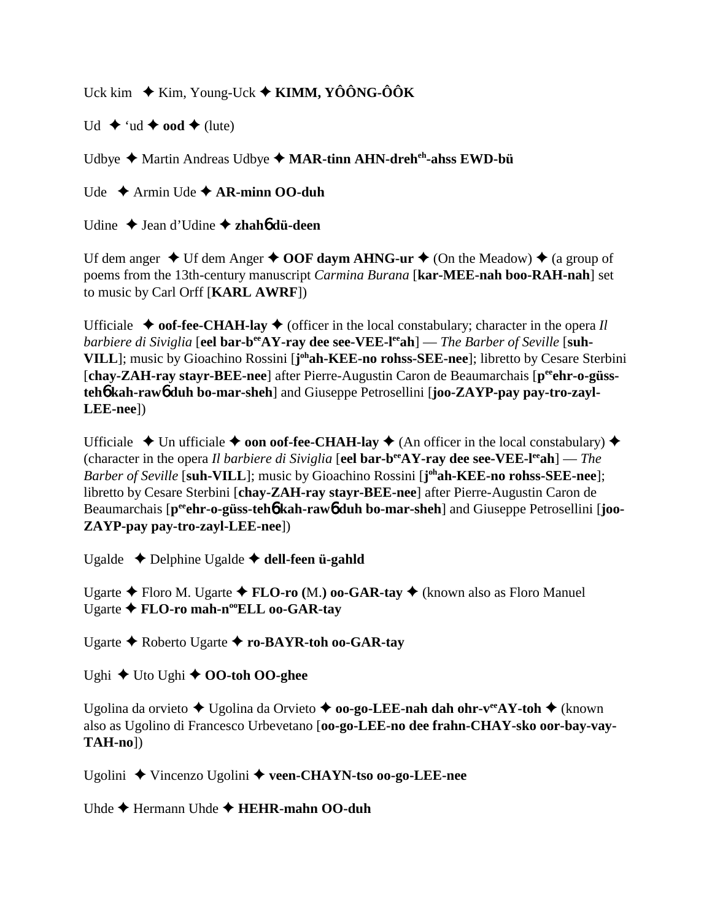Uck kim ✦ Kim, Young-Uck ✦ **KIMM, YÔÔNG-ÔÔK**

Ud ✦ ‘ud ✦ **ood** ✦ (lute)

Udbye ✦ Martin Andreas Udbye ✦ **MAR-tinn AHN-dreh^eh-ahss EWD-bü**

Ude ✦ Armin Ude ✦ **AR-minn OO-duh**

Udine ✦ Jean d’Udine ✦ **zhah**6 **dü-deen**

Uf dem anger ✦ Uf dem Anger ✦ **OOF daym AHNG-ur** ✦ (On the Meadow) ✦ (a group of poems from the 13th-century manuscript *Carmina Burana* [**kar-MEE-nah boo-RAH-nah**] set to music by Carl Orff [**KARL AWRF**])

Ufficiale ✦ **oof-fee-CHAH-lay** ✦ (officer in the local constabulary; character in the opera *Il barbiere di Siviglia* [**eel bar-b^ee AY-ray dee see-VEE-l^ee ah**] — *The Barber of Seville* [**suh-VILL**]; music by Gioachino Rossini [**j^oh ah-KEE-no rohss-SEE-nee**]; libretto by Cesare Sterbini [**chay-ZAH-ray stayr-BEE-nee**] after Pierre-Augustin Caron de Beaumarchais [**p^ee ehr-o-güss-teh**6 **kah-raw**6 **duh bo-mar-sheh**] and Giuseppe Petrosellini [**joo-ZAYP-pay pay-tro-zayl-LEE-nee**])

Ufficiale ✦ Un ufficiale ✦ **oon oof-fee-CHAH-lay** ✦ (An officer in the local constabulary) ✦ (character in the opera *Il barbiere di Siviglia* [**eel bar-b^ee AY-ray dee see-VEE-l^ee ah**] — *The Barber of Seville* [**suh-VILL**]; music by Gioachino Rossini [**j^oh ah-KEE-no rohss-SEE-nee**]; libretto by Cesare Sterbini [**chay-ZAH-ray stayr-BEE-nee**] after Pierre-Augustin Caron de Beaumarchais [**p^ee ehr-o-güss-teh**6 **kah-raw**6 **duh bo-mar-sheh**] and Giuseppe Petrosellini [**joo-ZAYP-pay pay-tro-zayl-LEE-nee**])

Ugalde ✦ Delphine Ugalde ✦ **dell-feen ü-gahld**

Ugarte ✦ Floro M. Ugarte ✦ **FLO-ro (**M.**) oo-GAR-tay** ✦ (known also as Floro Manuel Ugarte ✦ **FLO-ro mah-n^oo ELL oo-GAR-tay**

Ugarte ✦ Roberto Ugarte ✦ **ro-BAYR-toh oo-GAR-tay**

Ughi ✦ Uto Ughi ✦ **OO-toh OO-ghee**

Ugolina da orvieto ✦ Ugolina da Orvieto ✦ **oo-go-LEE-nah dah ohr-v^ee AY-toh** ✦ (known also as Ugolino di Francesco Urbevetano [**oo-go-LEE-no dee frahn-CHAY-sko oor-bay-vay-TAH-no**])

Ugolini ✦ Vincenzo Ugolini ✦ **veen-CHAYN-tso oo-go-LEE-nee**

Uhde ✦ Hermann Uhde ✦ **HEHR-mahn OO-duh**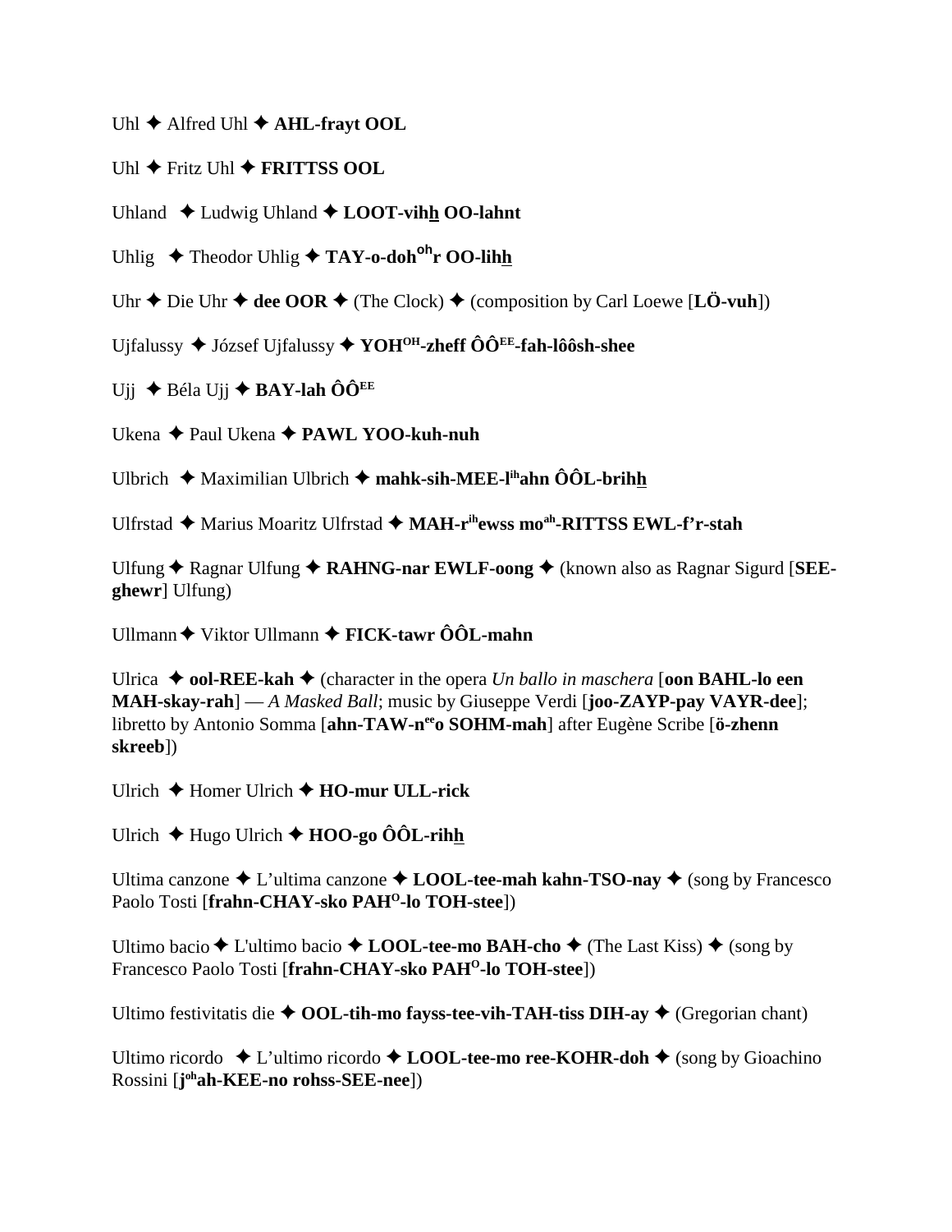Uhl ✦ Alfred Uhl ✦ **AHL-frayt OOL**

Uhl ✦ Fritz Uhl ✦ **FRITTSS OOL**

Uhland ✦ Ludwig Uhland ✦ **LOOT-vihh OO-lahnt**

Uhlig ✦ Theodor Uhlig ✦ **TAY-o-doh^oh^r OO-lihh**

Uhr ✦ Die Uhr ✦ **dee OOR** ✦ (The Clock) ✦ (composition by Carl Loewe [**LÖ-vuh**])

Ujfalussy ✦ József Ujfalussy ✦ **YOH^OH^-zheff ÔÔ^EE^-fah-lôôsh-shee**

Ujj ✦ Béla Ujj ✦ **BAY-lah ÔÔ^EE^**

Ukena ✦ Paul Ukena ✦ **PAWL YOO-kuh-nuh**

Ulbrich ✦ Maximilian Ulbrich ✦ **mahk-sih-MEE-l^ih^ahn ÔÔL-brihh**

Ulfrstad ✦ Marius Moaritz Ulfrstad ✦ **MAH-r^ih^ewss mo^ah^-RITTSS EWL-f'r-stah**

Ulfung ✦ Ragnar Ulfung ✦ **RAHNG-nar EWLF-oong** ✦ (known also as Ragnar Sigurd [**SEE-ghewr**] Ulfung)

Ullmann ✦ Viktor Ullmann ✦ **FICK-tawr ÔÔL-mahn**

Ulrica ✦ **ool-REE-kah** ✦ (character in the opera *Un ballo in maschera* [**oon BAHL-lo een MAH-skay-rah**] — *A Masked Ball*; music by Giuseppe Verdi [**joo-ZAYP-pay VAYR-dee**]; libretto by Antonio Somma [**ahn-TAW-n^ee^o SOHM-mah**] after Eugène Scribe [**ö-zhenn skreeb**])

Ulrich ✦ Homer Ulrich ✦ **HO-mur ULL-rick**

Ulrich ✦ Hugo Ulrich ✦ **HOO-go ÔÔL-rihh**

Ultima canzone ✦ L'ultima canzone ✦ **LOOL-tee-mah kahn-TSO-nay** ✦ (song by Francesco Paolo Tosti [**frahn-CHAY-sko PAH^O^-lo TOH-stee**])

Ultimo bacio ✦ L'ultimo bacio ✦ **LOOL-tee-mo BAH-cho** ✦ (The Last Kiss) ✦ (song by Francesco Paolo Tosti [**frahn-CHAY-sko PAH^O^-lo TOH-stee**])

Ultimo festivitatis die ✦ **OOL-tih-mo fayss-tee-vih-TAH-tiss DIH-ay** ✦ (Gregorian chant)

Ultimo ricordo ✦ L'ultimo ricordo ✦ **LOOL-tee-mo ree-KOHR-doh** ✦ (song by Gioachino Rossini [**j^oh^ah-KEE-no rohss-SEE-nee**])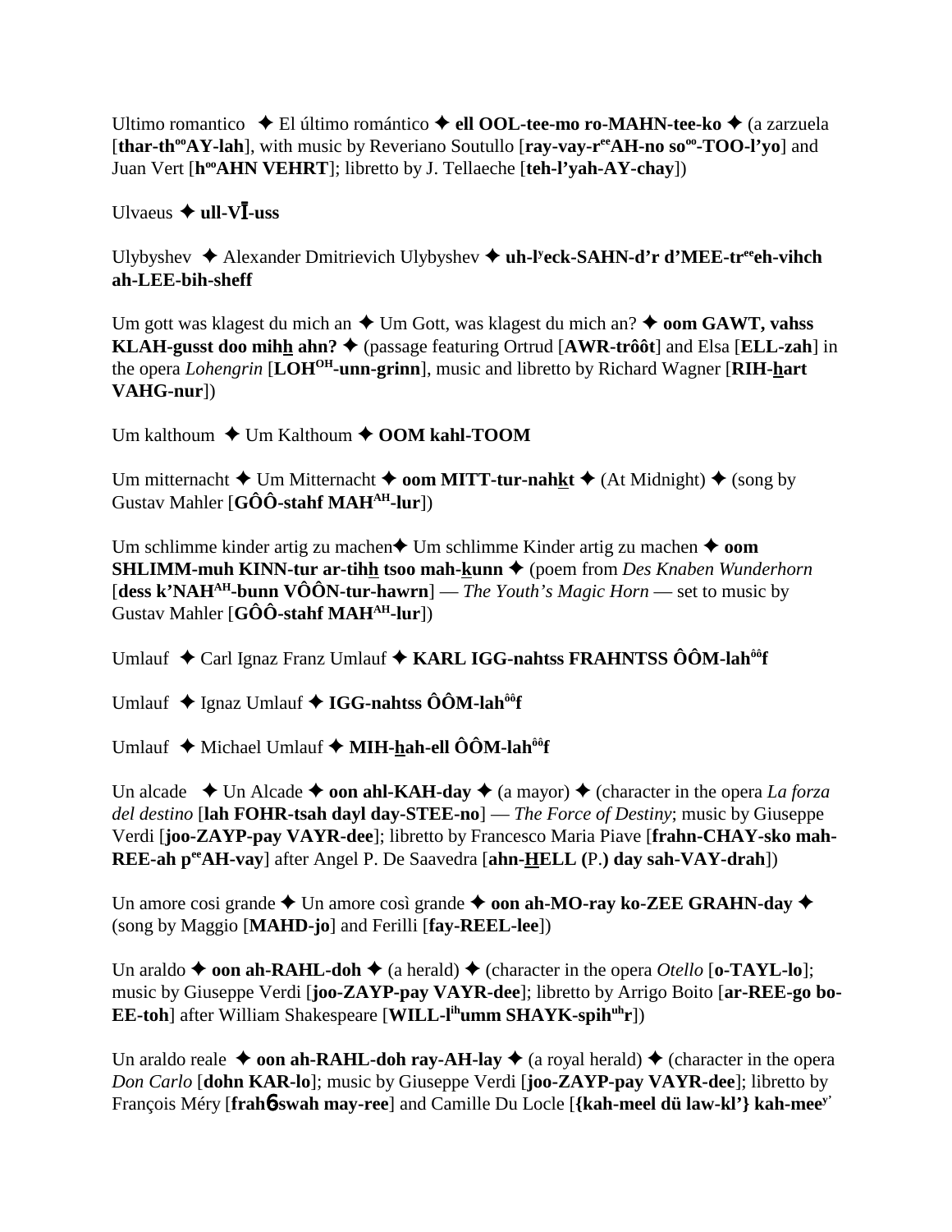Ultimo romantico ✦ El último romántico ✦ **ell OOL-tee-mo ro-MAHN-tee-ko** ✦ (a zarzuela [**thar-th**[oo]**AY-lah**], with music by Reveriano Soutullo [**ray-vay-r**[ee]**AH-no so**[oo]**-TOO-l'yo**] and Juan Vert [**h**[oo]**AHN VEHRT**]; libretto by J. Tellaeche [**teh-l'yah-AY-chay**])

Ulvaeus ✦ **ull-VĪ-uss**

Ulybyshev ✦ Alexander Dmitrievich Ulybyshev ✦ **uh-l**[y]**eck-SAHN-d'r d'MEE-tr**[ee]**eh-vihch ah-LEE-bih-sheff**

Um gott was klagest du mich an ✦ Um Gott, was klagest du mich an? ✦ **oom GAWT, vahss KLAH-gusst doo mihh ahn?** ✦ (passage featuring Ortrud [**AWR-trôôt**] and Elsa [**ELL-zah**] in the opera *Lohengrin* [**LOH**[OH]**-unn-grinn**], music and libretto by Richard Wagner [**RIH-hart VAHG-nur**])

Um kalthoum ✦ Um Kalthoum ✦ **OOM kahl-TOOM**

Um mitternacht ✦ Um Mitternacht ✦ **oom MITT-tur-nahkt** ✦ (At Midnight) ✦ (song by Gustav Mahler [**GÔÔ-stahf MAH**[AH]**-lur**])

Um schlimme kinder artig zu machen✦ Um schlimme Kinder artig zu machen ✦ **oom SHLIMM-muh KINN-tur ar-tihh tsoo mah-kunn** ✦ (poem from *Des Knaben Wunderhorn* [**dess k'NAH**[AH]**-bunn VÔÔN-tur-hawrn**] — *The Youth's Magic Horn* — set to music by Gustav Mahler [**GÔÔ-stahf MAH**[AH]**-lur**])

Umlauf ✦ Carl Ignaz Franz Umlauf ✦ **KARL IGG-nahtss FRAHNTSS ÔÔM-lah**[ôô]**f**

Umlauf ✦ Ignaz Umlauf ✦ **IGG-nahtss ÔÔM-lah**[ôô]**f**

Umlauf ✦ Michael Umlauf ✦ **MIH-hah-ell ÔÔM-lah**[ôô]**f**

Un alcade ✦ Un Alcade ✦ **oon ahl-KAH-day** ✦ (a mayor) ✦ (character in the opera *La forza del destino* [**lah FOHR-tsah dayl day-STEE-no**] — *The Force of Destiny*; music by Giuseppe Verdi [**joo-ZAYP-pay VAYR-dee**]; libretto by Francesco Maria Piave [**frahn-CHAY-sko mah-REE-ah p**[ee]**AH-vay**] after Angel P. De Saavedra [**ahn-HELL (**P.**) day sah-VAY-drah**])

Un amore cosi grande ✦ Un amore così grande ✦ **oon ah-MO-ray ko-ZEE GRAHN-day** ✦ (song by Maggio [**MAHD-jo**] and Ferilli [**fay-REEL-lee**])

Un araldo ✦ **oon ah-RAHL-doh** ✦ (a herald) ✦ (character in the opera *Otello* [**o-TAYL-lo**]; music by Giuseppe Verdi [**joo-ZAYP-pay VAYR-dee**]; libretto by Arrigo Boito [**ar-REE-go bo-EE-toh**] after William Shakespeare [**WILL-l**[ih]**umm SHAYK-spih**[uh]**r**])

Un araldo reale ✦ **oon ah-RAHL-doh ray-AH-lay** ✦ (a royal herald) ✦ (character in the opera *Don Carlo* [**dohn KAR-lo**]; music by Giuseppe Verdi [**joo-ZAYP-pay VAYR-dee**]; libretto by François Méry [**frahɓswah may-ree**] and Camille Du Locle [**{kah-meel dü law-kl'} kah-mee**[y']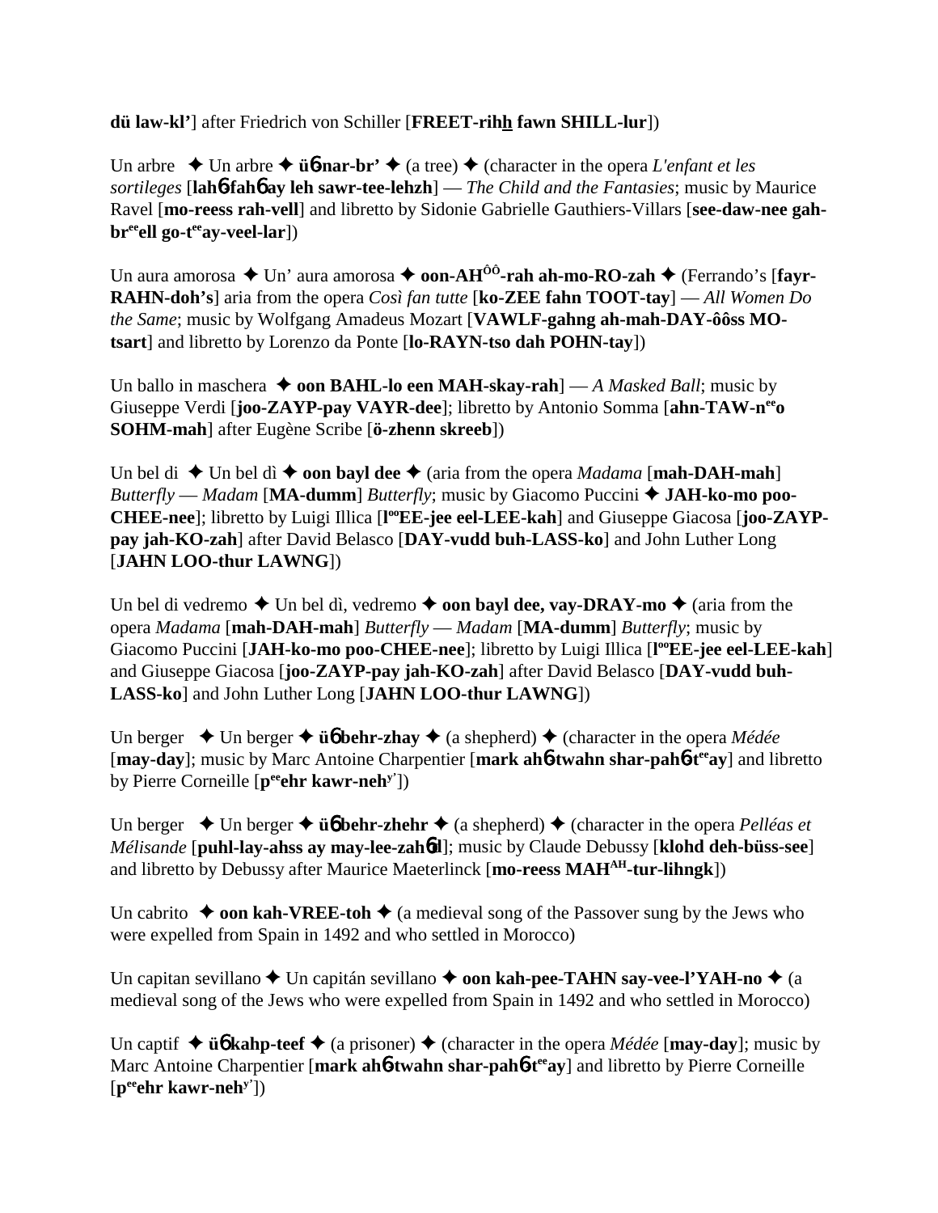**dü law-kl'**] after Friedrich von Schiller [**FREET-rihh fawn SHILL-lur**])

Un arbre ✦ Un arbre ✦ **üɓ-nar-br'** ✦ (a tree) ✦ (character in the opera *L'enfant et les sortileges* [**lahɓ-fahɓ ay leh sawr-tee-lehzh**] — *The Child and the Fantasies*; music by Maurice Ravel [**mo-reess rah-vell**] and libretto by Sidonie Gabrielle Gauthiers-Villars [**see-daw-nee gah-br^ee^ell go-t^ee^ay-veel-lar**])

Un aura amorosa ✦ Un' aura amorosa ✦ **oon-AH^ÔÔ^-rah ah-mo-RO-zah** ✦ (Ferrando's [**fayr-RAHN-doh's**] aria from the opera *Così fan tutte* [**ko-ZEE fahn TOOT-tay**] — *All Women Do the Same*; music by Wolfgang Amadeus Mozart [**VAWLF-gahng ah-mah-DAY-ôôss MO-tsart**] and libretto by Lorenzo da Ponte [**lo-RAYN-tso dah POHN-tay**])

Un ballo in maschera ✦ **oon BAHL-lo een MAH-skay-rah**] — *A Masked Ball*; music by Giuseppe Verdi [**joo-ZAYP-pay VAYR-dee**]; libretto by Antonio Somma [**ahn-TAW-n^ee^o SOHM-mah**] after Eugène Scribe [**ö-zhenn skreeb**])

Un bel di ✦ Un bel dì ✦ **oon bayl dee** ✦ (aria from the opera *Madama* [**mah-DAH-mah**] *Butterfly* — *Madam* [**MA-dumm**] *Butterfly*; music by Giacomo Puccini ✦ **JAH-ko-mo poo-CHEE-nee**]; libretto by Luigi Illica [**l^oo^EE-jee eel-LEE-kah**] and Giuseppe Giacosa [**joo-ZAYP-pay jah-KO-zah**] after David Belasco [**DAY-vudd buh-LASS-ko**] and John Luther Long [**JAHN LOO-thur LAWNG**])

Un bel di vedremo ✦ Un bel dì, vedremo ✦ **oon bayl dee, vay-DRAY-mo** ✦ (aria from the opera *Madama* [**mah-DAH-mah**] *Butterfly* — *Madam* [**MA-dumm**] *Butterfly*; music by Giacomo Puccini [**JAH-ko-mo poo-CHEE-nee**]; libretto by Luigi Illica [**l^oo^EE-jee eel-LEE-kah**] and Giuseppe Giacosa [**joo-ZAYP-pay jah-KO-zah**] after David Belasco [**DAY-vudd buh-LASS-ko**] and John Luther Long [**JAHN LOO-thur LAWNG**])

Un berger ✦ Un berger ✦ **üɓ behr-zhay** ✦ (a shepherd) ✦ (character in the opera *Médée* [**may-day**]; music by Marc Antoine Charpentier [**mark ahɓ-twahn shar-pahɓ-t^ee^ay**] and libretto by Pierre Corneille [**p^ee^ehr kawr-neh^y'^**])

Un berger ✦ Un berger ✦ **üɓ behr-zhehr** ✦ (a shepherd) ✦ (character in the opera *Pelléas et Mélisande* [**puhl-lay-ahss ay may-lee-zahɓd**]; music by Claude Debussy [**klohd deh-büss-see**] and libretto by Debussy after Maurice Maeterlinck [**mo-reess MAH^AH^-tur-lihngk**])

Un cabrito ✦ **oon kah-VREE-toh** ✦ (a medieval song of the Passover sung by the Jews who were expelled from Spain in 1492 and who settled in Morocco)

Un capitan sevillano ✦ Un capitán sevillano ✦ **oon kah-pee-TAHN say-vee-l'YAH-no** ✦ (a medieval song of the Jews who were expelled from Spain in 1492 and who settled in Morocco)

Un captif ✦ **üɓ kahp-teef** ✦ (a prisoner) ✦ (character in the opera *Médée* [**may-day**]; music by Marc Antoine Charpentier [**mark ahɓ-twahn shar-pahɓ-t^ee^ay**] and libretto by Pierre Corneille [**p^ee^ehr kawr-neh^y'^**])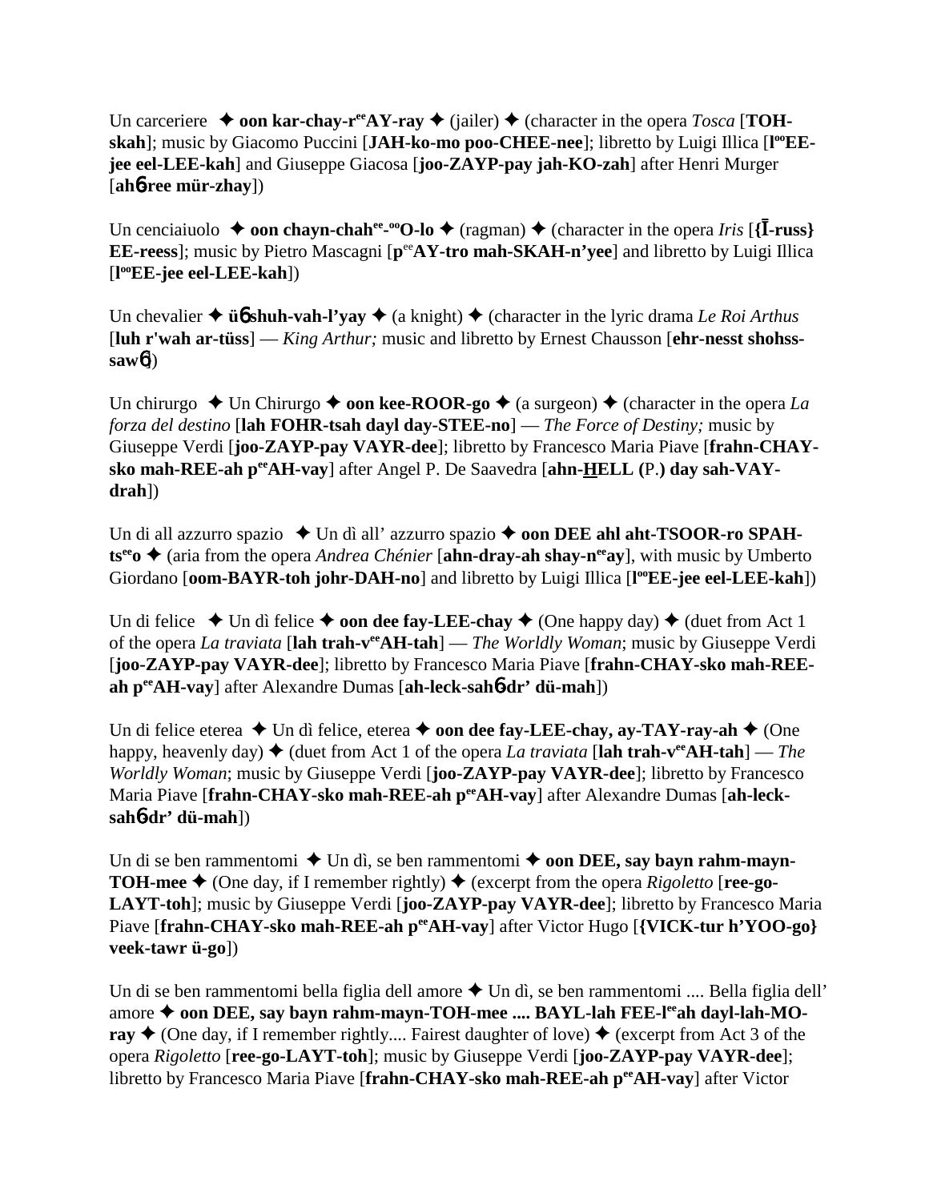Un carceriere ✦ **oon kar-chay-r$^{ee}$AY-ray** ✦ (jailer) ✦ (character in the opera *Tosca* [**TOH-skah**]; music by Giacomo Puccini [**JAH-ko-mo poo-CHEE-nee**]; libretto by Luigi Illica [**l$^{oo}$EE-jee eel-LEE-kah**] and Giuseppe Giacosa [**joo-ZAYP-pay jah-KO-zah**] after Henri Murger [**ah6-ree mür-zhay**])

Un cenciaiuolo ✦ **oon chayn-chah$^{ee}$-$^{oo}$O-lo** ✦ (ragman) ✦ (character in the opera *Iris* [**{Ī-russ} EE-reess**]; music by Pietro Mascagni [**p$^{ee}$AY-tro mah-SKAH-n'yee**] and libretto by Luigi Illica [**l$^{oo}$EE-jee eel-LEE-kah**])

Un chevalier ✦ **ü6 shuh-vah-l'yay** ✦ (a knight) ✦ (character in the lyric drama *Le Roi Arthus* [**luh r'wah ar-tüss**] — *King Arthur;* music and libretto by Ernest Chausson [**ehr-nesst shohss-saw6**])

Un chirurgo ✦ Un Chirurgo ✦ **oon kee-ROOR-go** ✦ (a surgeon) ✦ (character in the opera *La forza del destino* [**lah FOHR-tsah dayl day-STEE-no**] — *The Force of Destiny;* music by Giuseppe Verdi [**joo-ZAYP-pay VAYR-dee**]; libretto by Francesco Maria Piave [**frahn-CHAY-sko mah-REE-ah p$^{ee}$AH-vay**] after Angel P. De Saavedra [**ahn-HELL (P.) day sah-VAY-drah**])

Un di all azzurro spazio ✦ Un dì all' azzurro spazio ✦ **oon DEE ahl aht-TSOOR-ro SPAH-ts$^{ee}$o** ✦ (aria from the opera *Andrea Chénier* [**ahn-dray-ah shay-n$^{ee}$ay**], with music by Umberto Giordano [**oom-BAYR-toh johr-DAH-no**] and libretto by Luigi Illica [**l$^{oo}$EE-jee eel-LEE-kah**])

Un di felice ✦ Un dì felice ✦ **oon dee fay-LEE-chay** ✦ (One happy day) ✦ (duet from Act 1 of the opera *La traviata* [**lah trah-v$^{ee}$AH-tah**] — *The Worldly Woman*; music by Giuseppe Verdi [**joo-ZAYP-pay VAYR-dee**]; libretto by Francesco Maria Piave [**frahn-CHAY-sko mah-REE-ah p$^{ee}$AH-vay**] after Alexandre Dumas [**ah-leck-sah6-dr' dü-mah**])

Un di felice eterea ✦ Un dì felice, eterea ✦ **oon dee fay-LEE-chay, ay-TAY-ray-ah** ✦ (One happy, heavenly day) ✦ (duet from Act 1 of the opera *La traviata* [**lah trah-v$^{ee}$AH-tah**] — *The Worldly Woman*; music by Giuseppe Verdi [**joo-ZAYP-pay VAYR-dee**]; libretto by Francesco Maria Piave [**frahn-CHAY-sko mah-REE-ah p$^{ee}$AH-vay**] after Alexandre Dumas [**ah-leck-sah6-dr' dü-mah**])

Un di se ben rammentomi ✦ Un dì, se ben rammentomi ✦ **oon DEE, say bayn rahm-mayn-TOH-mee** ✦ (One day, if I remember rightly) ✦ (excerpt from the opera *Rigoletto* [**ree-go-LAYT-toh**]; music by Giuseppe Verdi [**joo-ZAYP-pay VAYR-dee**]; libretto by Francesco Maria Piave [**frahn-CHAY-sko mah-REE-ah p$^{ee}$AH-vay**] after Victor Hugo [**{VICK-tur h'YOO-go} veek-tawr ü-go**])

Un di se ben rammentomi bella figlia dell amore ✦ Un dì, se ben rammentomi .... Bella figlia dell' amore ✦ **oon DEE, say bayn rahm-mayn-TOH-mee .... BAYL-lah FEE-l$^{ee}$ah dayl-lah-MO-ray** ✦ (One day, if I remember rightly.... Fairest daughter of love) ✦ (excerpt from Act 3 of the opera *Rigoletto* [**ree-go-LAYT-toh**]; music by Giuseppe Verdi [**joo-ZAYP-pay VAYR-dee**]; libretto by Francesco Maria Piave [**frahn-CHAY-sko mah-REE-ah p$^{ee}$AH-vay**] after Victor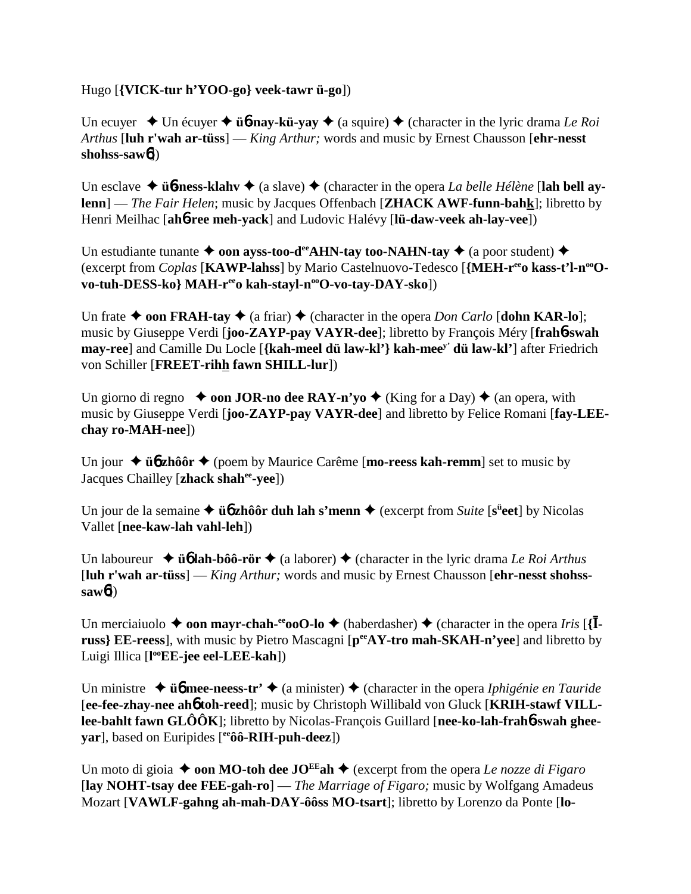Hugo [**{VICK-tur h'YOO-go} veek-tawr ü-go**])

Un ecuyer ✦ Un écuyer ✦ **ü6 nay-kü-yay** ✦ (a squire) ✦ (character in the lyric drama *Le Roi Arthus* [**luh r'wah ar-tüss**] — *King Arthur;* words and music by Ernest Chausson [**ehr-nesst shohss-saw6**])

Un esclave ✦ **ü6 ness-klahv** ✦ (a slave) ✦ (character in the opera *La belle Hélène* [**lah bell ay-lenn**] — *The Fair Helen*; music by Jacques Offenbach [**ZHACK AWF-funn-bahk**]; libretto by Henri Meilhac [**ah6-ree meh-yack**] and Ludovic Halévy [**lü-daw-veek ah-lay-vee**])

Un estudiante tunante ✦ **oon ayss-too-d[ee]AHN-tay too-NAHN-tay** ✦ (a poor student) ✦ (excerpt from *Coplas* [**KAWP-lahss**] by Mario Castelnuovo-Tedesco [**{MEH-r[ee]o kass-t'l-n[oo]O-vo-tuh-DESS-ko} MAH-r[ee]o kah-stayl-n[oo]O-vo-tay-DAY-sko**])

Un frate ✦ **oon FRAH-tay** ✦ (a friar) ✦ (character in the opera *Don Carlo* [**dohn KAR-lo**]; music by Giuseppe Verdi [**joo-ZAYP-pay VAYR-dee**]; libretto by François Méry [**frah6-swah may-ree**] and Camille Du Locle [**{kah-meel dü law-kl'} kah-mee[y'] dü law-kl'**] after Friedrich von Schiller [**FREET-rihh fawn SHILL-lur**])

Un giorno di regno ✦ **oon JOR-no dee RAY-n'yo** ✦ (King for a Day) ✦ (an opera, with music by Giuseppe Verdi [**joo-ZAYP-pay VAYR-dee**] and libretto by Felice Romani [**fay-LEE-chay ro-MAH-nee**])

Un jour ✦ **ü6 zhôôr** ✦ (poem by Maurice Carême [**mo-reess kah-remm**] set to music by Jacques Chailley [**zhack shah[ee]-yee**])

Un jour de la semaine ✦ **ü6 zhôôr duh lah s'menn** ✦ (excerpt from *Suite* [**s[ü]eet**] by Nicolas Vallet [**nee-kaw-lah vahl-leh**])

Un laboureur ✦ **ü6 lah-bôô-rör** ✦ (a laborer) ✦ (character in the lyric drama *Le Roi Arthus* [**luh r'wah ar-tüss**] — *King Arthur;* words and music by Ernest Chausson [**ehr-nesst shohss-saw6**])

Un merciaiuolo ✦ **oon mayr-chah-[ee]ooO-lo** ✦ (haberdasher) ✦ (character in the opera *Iris* [**{Ī-russ} EE-reess**], with music by Pietro Mascagni [**p[ee]AY-tro mah-SKAH-n'yee**] and libretto by Luigi Illica [**l[oo]EE-jee eel-LEE-kah**])

Un ministre ✦ **ü6 mee-neess-tr'** ✦ (a minister) ✦ (character in the opera *Iphigénie en Tauride* [**ee-fee-zhay-nee ah6 toh-reed**]; music by Christoph Willibald von Gluck [**KRIH-stawf VILL-lee-bahlt fawn GLÔÔK**]; libretto by Nicolas-François Guillard [**nee-ko-lah-frah6-swah ghee-yar**], based on Euripides [**[ee]ôô-RIH-puh-deez**])

Un moto di gioia ✦ **oon MO-toh dee JO[EE]ah** ✦ (excerpt from the opera *Le nozze di Figaro* [**lay NOHT-tsay dee FEE-gah-ro**] — *The Marriage of Figaro;* music by Wolfgang Amadeus Mozart [**VAWLF-gahng ah-mah-DAY-ôôss MO-tsart**]; libretto by Lorenzo da Ponte [**lo-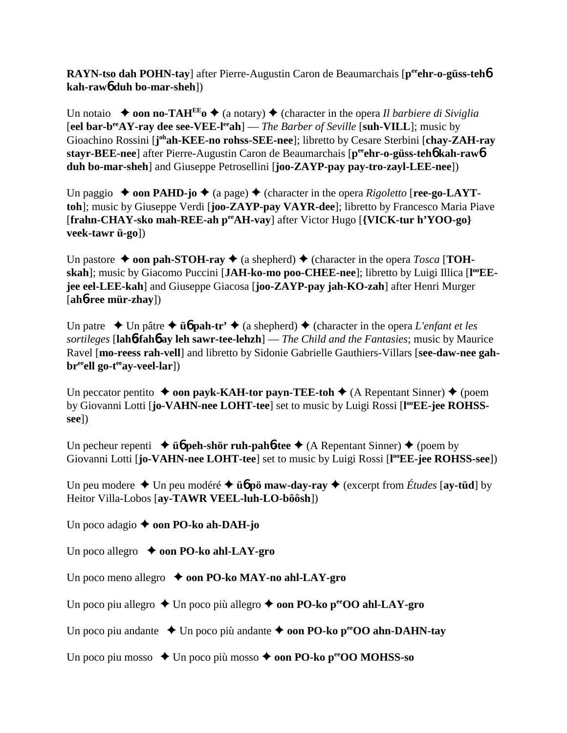**RAYN-tso dah POHN-tay**] after Pierre-Augustin Caron de Beaumarchais [**p**[ee]**ehr-o-güss-teh**6 **kah-raw**6 **duh bo-mar-sheh**])

Un notaio ✦ **oon no-TAH**[EE]**o** ✦ (a notary) ✦ (character in the opera *Il barbiere di Siviglia* [**eel bar-b**[ee]**AY-ray dee see-VEE-l**[ee]**ah**] — *The Barber of Seville* [**suh-VILL**]; music by Gioachino Rossini [**j**[oh]**ah-KEE-no rohss-SEE-nee**]; libretto by Cesare Sterbini [**chay-ZAH-ray stayr-BEE-nee**] after Pierre-Augustin Caron de Beaumarchais [**p**[ee]**ehr-o-güss-teh**6 **kah-raw**6 **duh bo-mar-sheh**] and Giuseppe Petrosellini [**joo-ZAYP-pay pay-tro-zayl-LEE-nee**])

Un paggio ✦ **oon PAHD-jo** ✦ (a page) ✦ (character in the opera *Rigoletto* [**ree-go-LAYT-toh**]; music by Giuseppe Verdi [**joo-ZAYP-pay VAYR-dee**]; libretto by Francesco Maria Piave [**frahn-CHAY-sko mah-REE-ah p**[ee]**AH-vay**] after Victor Hugo [**{VICK-tur h'YOO-go} veek-tawr ü-go**])

Un pastore ✦ **oon pah-STOH-ray** ✦ (a shepherd) ✦ (character in the opera *Tosca* [**TOH-skah**]; music by Giacomo Puccini [**JAH-ko-mo poo-CHEE-nee**]; libretto by Luigi Illica [**l**[oo]**EE-jee eel-LEE-kah**] and Giuseppe Giacosa [**joo-ZAYP-pay jah-KO-zah**] after Henri Murger [**ah**6**-ree mür-zhay**])

Un patre ✦ Un pâtre ✦ **ü**6 **pah-tr'** ✦ (a shepherd) ✦ (character in the opera *L'enfant et les sortileges* [**lah**6**-fah**6 **ay leh sawr-tee-lehzh**] — *The Child and the Fantasies*; music by Maurice Ravel [**mo-reess rah-vell**] and libretto by Sidonie Gabrielle Gauthiers-Villars [**see-daw-nee gah-br**[ee]**ell go-t**[ee]**ay-veel-lar**])

Un peccator pentito ✦ **oon payk-KAH-tor payn-TEE-toh** ✦ (A Repentant Sinner) ✦ (poem by Giovanni Lotti [**jo-VAHN-nee LOHT-tee**] set to music by Luigi Rossi [**l**[oo]**EE-jee ROHSS-see**])

Un pecheur repenti ✦ **ü**6 **peh-shör ruh-pah**6**-tee** ✦ (A Repentant Sinner) ✦ (poem by Giovanni Lotti [**jo-VAHN-nee LOHT-tee**] set to music by Luigi Rossi [**l**[oo]**EE-jee ROHSS-see**])

Un peu modere ✦ Un peu modéré ✦ **ü**6 **pö maw-day-ray** ✦ (excerpt from *Études* [**ay-tüd**] by Heitor Villa-Lobos [**ay-TAWR VEEL-luh-LO-bôôsh**])

Un poco adagio ✦ **oon PO-ko ah-DAH-jo**

Un poco allegro ✦ **oon PO-ko ahl-LAY-gro**

Un poco meno allegro ✦ **oon PO-ko MAY-no ahl-LAY-gro**

Un poco piu allegro ✦ Un poco più allegro ✦ **oon PO-ko p**[ee]**OO ahl-LAY-gro**

Un poco piu andante ✦ Un poco più andante ✦ **oon PO-ko p**[ee]**OO ahn-DAHN-tay**

Un poco piu mosso ✦ Un poco più mosso ✦ **oon PO-ko p**[ee]**OO MOHSS-so**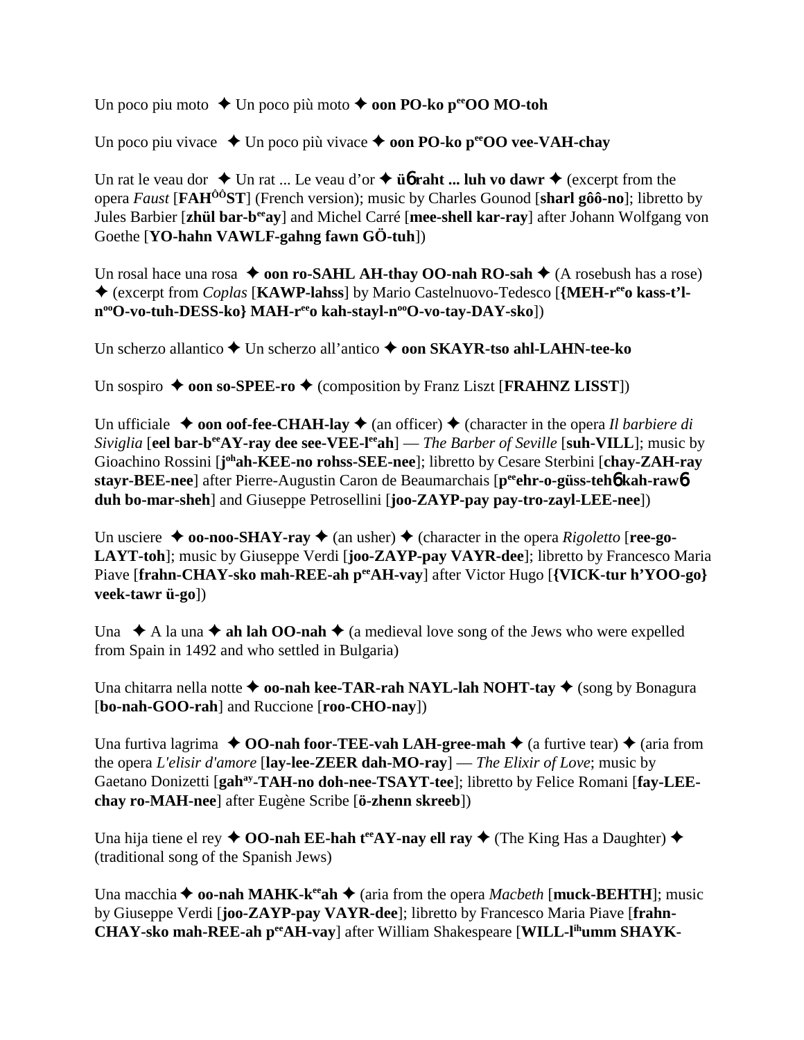Un poco piu moto ✦ Un poco più moto ✦ **oon PO-ko p^ee^OO MO-toh**

Un poco piu vivace ✦ Un poco più vivace ✦ **oon PO-ko p^ee^OO vee-VAH-chay**

Un rat le veau dor ✦ Un rat ... Le veau d'or ✦ **üɓ raht ... luh vo dawr** ✦ (excerpt from the opera *Faust* [**FAH^ôô^ST**] (French version); music by Charles Gounod [**sharl gôô-no**]; libretto by Jules Barbier [**zhül bar-b^ee^ay**] and Michel Carré [**mee-shell kar-ray**] after Johann Wolfgang von Goethe [**YO-hahn VAWLF-gahng fawn GÖ-tuh**])

Un rosal hace una rosa ✦ **oon ro-SAHL AH-thay OO-nah RO-sah** ✦ (A rosebush has a rose) ✦ (excerpt from *Coplas* [**KAWP-lahss**] by Mario Castelnuovo-Tedesco [**{MEH-r^ee^o kass-t'l-n^oo^O-vo-tuh-DESS-ko} MAH-r^ee^o kah-stayl-n^oo^O-vo-tay-DAY-sko**])

Un scherzo allantico ✦ Un scherzo all'antico ✦ **oon SKAYR-tso ahl-LAHN-tee-ko**

Un sospiro ✦ **oon so-SPEE-ro** ✦ (composition by Franz Liszt [**FRAHNZ LISST**])

Un ufficiale ✦ **oon oof-fee-CHAH-lay** ✦ (an officer) ✦ (character in the opera *Il barbiere di Siviglia* [**eel bar-b^ee^AY-ray dee see-VEE-l^ee^ah**] — *The Barber of Seville* [**suh-VILL**]; music by Gioachino Rossini [**j^oh^ah-KEE-no rohss-SEE-nee**]; libretto by Cesare Sterbini [**chay-ZAH-ray stayr-BEE-nee**] after Pierre-Augustin Caron de Beaumarchais [**p^ee^ehr-o-güss-tehɓ kah-rawɓ duh bo-mar-sheh**] and Giuseppe Petrosellini [**joo-ZAYP-pay pay-tro-zayl-LEE-nee**])

Un usciere ✦ **oo-noo-SHAY-ray** ✦ (an usher) ✦ (character in the opera *Rigoletto* [**ree-go-LAYT-toh**]; music by Giuseppe Verdi [**joo-ZAYP-pay VAYR-dee**]; libretto by Francesco Maria Piave [**frahn-CHAY-sko mah-REE-ah p^ee^AH-vay**] after Victor Hugo [**{VICK-tur h'YOO-go} veek-tawr ü-go**])

Una ✦ A la una ✦ **ah lah OO-nah** ✦ (a medieval love song of the Jews who were expelled from Spain in 1492 and who settled in Bulgaria)

Una chitarra nella notte ✦ **oo-nah kee-TAR-rah NAYL-lah NOHT-tay** ✦ (song by Bonagura [**bo-nah-GOO-rah**] and Ruccione [**roo-CHO-nay**])

Una furtiva lagrima ✦ **OO-nah foor-TEE-vah LAH-gree-mah** ✦ (a furtive tear) ✦ (aria from the opera *L'elisir d'amore* [**lay-lee-ZEER dah-MO-ray**] — *The Elixir of Love*; music by Gaetano Donizetti [**gah^ay^-TAH-no doh-nee-TSAYT-tee**]; libretto by Felice Romani [**fay-LEE-chay ro-MAH-nee**] after Eugène Scribe [**ö-zhenn skreeb**])

Una hija tiene el rey ✦ **OO-nah EE-hah t^ee^AY-nay ell ray** ✦ (The King Has a Daughter) ✦ (traditional song of the Spanish Jews)

Una macchia ✦ **oo-nah MAHK-k^ee^ah** ✦ (aria from the opera *Macbeth* [**muck-BEHTH**]; music by Giuseppe Verdi [**joo-ZAYP-pay VAYR-dee**]; libretto by Francesco Maria Piave [**frahn-CHAY-sko mah-REE-ah p^ee^AH-vay**] after William Shakespeare [**WILL-l^ih^umm SHAYK-**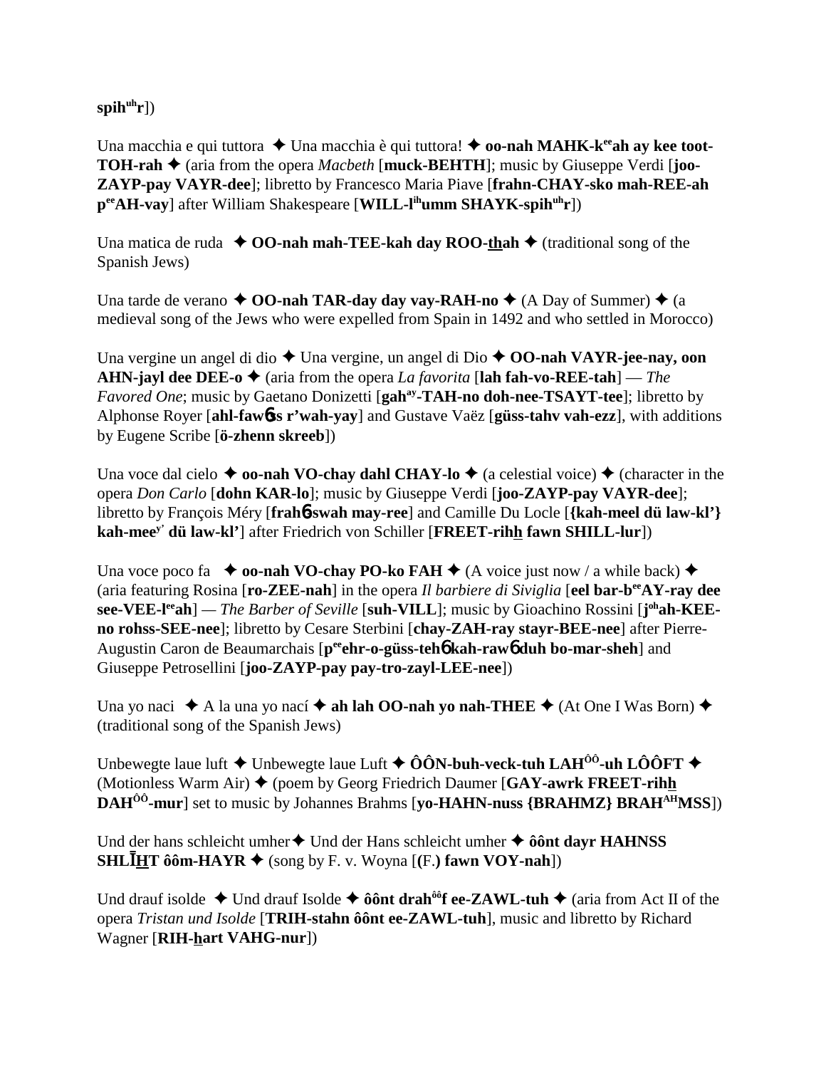**spih$^{uh}$r**])

Una macchia e qui tuttora ✦ Una macchia è qui tuttora! ✦ **oo-nah MAHK-k$^{ee}$ah ay kee toot-TOH-rah** ✦ (aria from the opera *Macbeth* [**muck-BEHTH**]; music by Giuseppe Verdi [**joo-ZAYP-pay VAYR-dee**]; libretto by Francesco Maria Piave [**frahn-CHAY-sko mah-REE-ah p$^{ee}$AH-vay**] after William Shakespeare [**WILL-l$^{ih}$umm SHAYK-spih$^{uh}$r**])

Una matica de ruda ✦ **OO-nah mah-TEE-kah day ROO-thah** ✦ (traditional song of the Spanish Jews)

Una tarde de verano ✦ **OO-nah TAR-day day vay-RAH-no** ✦ (A Day of Summer) ✦ (a medieval song of the Jews who were expelled from Spain in 1492 and who settled in Morocco)

Una vergine un angel di dio ✦ Una vergine, un angel di Dio ✦ **OO-nah VAYR-jee-nay, oon AHN-jayl dee DEE-o** ✦ (aria from the opera *La favorita* [**lah fah-vo-REE-tah**] — *The Favored One*; music by Gaetano Donizetti [**gah$^{ay}$-TAH-no doh-nee-TSAYT-tee**]; libretto by Alphonse Royer [**ahl-fawɓss r'wah-yay**] and Gustave Vaëz [**güss-tahv vah-ezz**], with additions by Eugene Scribe [**ö-zhenn skreeb**])

Una voce dal cielo ✦ **oo-nah VO-chay dahl CHAY-lo** ✦ (a celestial voice) ✦ (character in the opera *Don Carlo* [**dohn KAR-lo**]; music by Giuseppe Verdi [**joo-ZAYP-pay VAYR-dee**]; libretto by François Méry [**frahɓ-swah may-ree**] and Camille Du Locle [**{kah-meel dü law-kl'} kah-mee$^{y'}$ dü law-kl'**] after Friedrich von Schiller [**FREET-rihh fawn SHILL-lur**])

Una voce poco fa ✦ **oo-nah VO-chay PO-ko FAH** ✦ (A voice just now / a while back) ✦ (aria featuring Rosina [**ro-ZEE-nah**] in the opera *Il barbiere di Siviglia* [**eel bar-b$^{ee}$AY-ray dee see-VEE-l$^{ee}$ah**] — *The Barber of Seville* [**suh-VILL**]; music by Gioachino Rossini [**j$^{oh}$ah-KEE-no rohss-SEE-nee**]; libretto by Cesare Sterbini [**chay-ZAH-ray stayr-BEE-nee**] after Pierre-Augustin Caron de Beaumarchais [**p$^{ee}$ehr-o-güss-tehɓ kah-rawɓ duh bo-mar-sheh**] and Giuseppe Petrosellini [**joo-ZAYP-pay pay-tro-zayl-LEE-nee**])

Una yo naci ✦ A la una yo nací ✦ **ah lah OO-nah yo nah-THEE** ✦ (At One I Was Born) ✦ (traditional song of the Spanish Jews)

Unbewegte laue luft ✦ Unbewegte laue Luft ✦ **ÔÔN-buh-veck-tuh LAH$^{ÔÔ}$-uh LÔÔFT** ✦ (Motionless Warm Air) ✦ (poem by Georg Friedrich Daumer [**GAY-awrk FREET-rihh DAH$^{ÔÔ}$-mur**] set to music by Johannes Brahms [**yo-HAHN-nuss {BRAHMZ} BRAH$^{AH}$MSS**])

Und der hans schleicht umher ✦ Und der Hans schleicht umher ✦ **ôônt dayr HAHNSS SHLĪHT ôôm-HAYR** ✦ (song by F. v. Woyna [**(F.) fawn VOY-nah**])

Und drauf isolde ✦ Und drauf Isolde ✦ **ôônt drah$^{ôô}$f ee-ZAWL-tuh** ✦ (aria from Act II of the opera *Tristan und Isolde* [**TRIH-stahn ôônt ee-ZAWL-tuh**], music and libretto by Richard Wagner [**RIH-hart VAHG-nur**])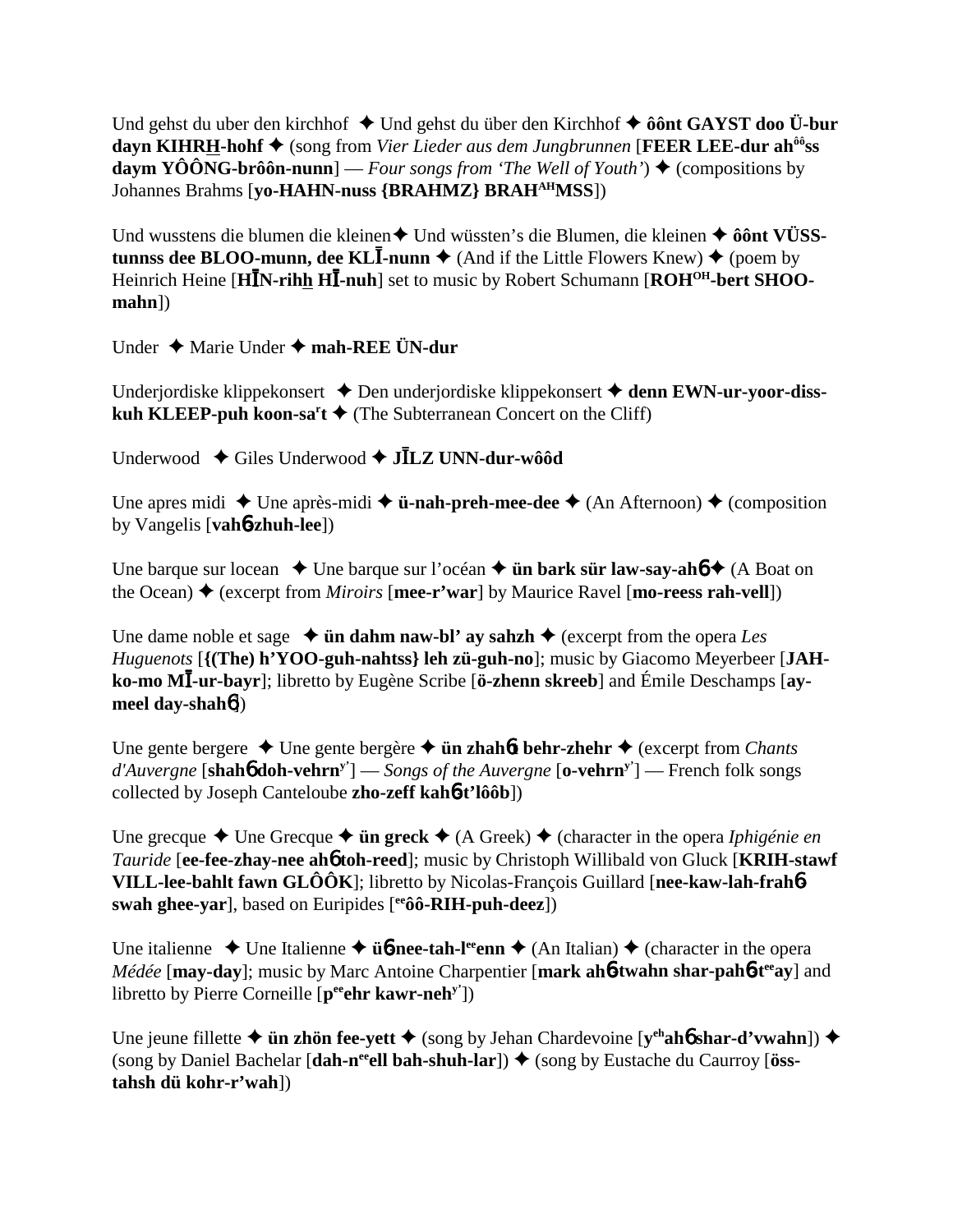Und gehst du uber den kirchhof ✦ Und gehst du über den Kirchhof ✦ **ôônt GAYST doo Ü-bur dayn KIHRH-hohf** ✦ (song from *Vier Lieder aus dem Jungbrunnen* [**FEER LEE-dur ah**[ôô]**ss daym YÔÔNG-brôôn-nunn**] — *Four songs from 'The Well of Youth'*) ✦ (compositions by Johannes Brahms [**yo-HAHN-nuss {BRAHMZ} BRAH**[AH]**MSS**])

Und wusstens die blumen die kleinen✦ Und wüssten's die Blumen, die kleinen ✦ **ôônt VÜSS-tunnss dee BLOO-munn, dee KLĪ-nunn** ✦ (And if the Little Flowers Knew) ✦ (poem by Heinrich Heine [**HĪN-rihh HĪ-nuh**] set to music by Robert Schumann [**ROH**[OH]**-bert SHOO-mahn**])

Under ✦ Marie Under ✦ **mah-REE ÜN-dur**

Underjordiske klippekonsert ✦ Den underjordiske klippekonsert ✦ **denn EWN-ur-yoor-diss-kuh KLEEP-puh koon-sa**[r]**t** ✦ (The Subterranean Concert on the Cliff)

Underwood ✦ Giles Underwood ✦ **JĪLZ UNN-dur-wôôd**

Une apres midi ✦ Une après-midi ✦ **ü-nah-preh-mee-dee** ✦ (An Afternoon) ✦ (composition by Vangelis [**vahɲ-zhuh-lee**])

Une barque sur locean ✦ Une barque sur l'océan ✦ **ün bark sür law-say-ahɲ** ✦ (A Boat on the Ocean) ✦ (excerpt from *Miroirs* [**mee-r'war**] by Maurice Ravel [**mo-reess rah-vell**])

Une dame noble et sage ✦ **ün dahm naw-bl' ay sahzh** ✦ (excerpt from the opera *Les Huguenots* [**{(The) h'YOO-guh-nahtss} leh zü-guh-no**]; music by Giacomo Meyerbeer [**JAH-ko-mo MĪ-ur-bayr**]; libretto by Eugène Scribe [**ö-zhenn skreeb**] and Émile Deschamps [**ay-meel day-shahɲ**])

Une gente bergere ✦ Une gente bergère ✦ **ün zhahɲt behr-zhehr** ✦ (excerpt from *Chants d'Auvergne* [**shahɲ doh-vehrn**[y']] — *Songs of the Auvergne* [**o-vehrn**[y']] — French folk songs collected by Joseph Canteloube **zho-zeff kahɲ-t'lôôb**])

Une grecque ✦ Une Grecque ✦ **ün greck** ✦ (A Greek) ✦ (character in the opera *Iphigénie en Tauride* [**ee-fee-zhay-nee ahɲ toh-reed**]; music by Christoph Willibald von Gluck [**KRIH-stawf VILL-lee-bahlt fawn GLÔÔK**]; libretto by Nicolas-François Guillard [**nee-kaw-lah-frahɲ-swah ghee-yar**], based on Euripides [[ee]**ôô-RIH-puh-deez**])

Une italienne ✦ Une Italienne ✦ **üɲ-nee-tah-l**[ee]**enn** ✦ (An Italian) ✦ (character in the opera *Médée* [**may-day**]; music by Marc Antoine Charpentier [**mark ahɲ-twahn shar-pahɲ-t**[ee]**ay**] and libretto by Pierre Corneille [**p**[ee]**ehr kawr-neh**[y']])

Une jeune fillette ✦ **ün zhön fee-yett** ✦ (song by Jehan Chardevoine [**y**[eh]**ahɲ shar-d'vwahn**]) ✦ (song by Daniel Bachelar [**dah-n**[ee]**ell bah-shuh-lar**]) ✦ (song by Eustache du Caurroy [**öss-tahsh dü kohr-r'wah**])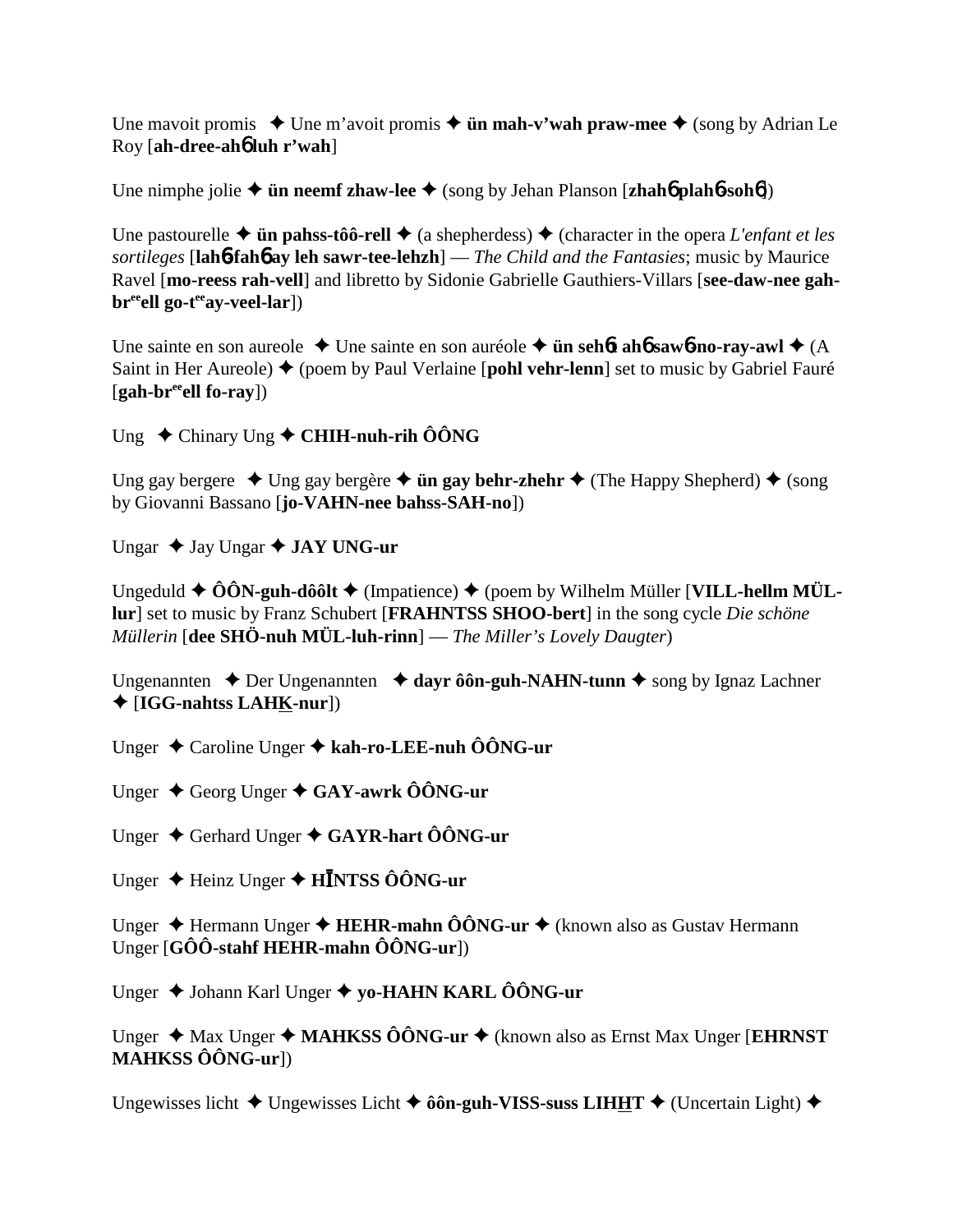Une mavoit promis ✦ Une m'avoit promis ✦ **ün mah-v'wah praw-mee** ✦ (song by Adrian Le Roy [**ah-dree-ah**6 **luh r'wah**]

Une nimphe jolie ✦ **ün neemf zhaw-lee** ✦ (song by Jehan Planson [**zhah**6 **plah**6**-soh**6])

Une pastourelle ✦ **ün pahss-tôô-rell** ✦ (a shepherdess) ✦ (character in the opera *L'enfant et les sortileges* [**lah**6**-fah**6 **ay leh sawr-tee-lehzh**] — *The Child and the Fantasies*; music by Maurice Ravel [**mo-reess rah-vell**] and libretto by Sidonie Gabrielle Gauthiers-Villars [**see-daw-nee gah-br**ee**ell go-t**ee**ay-veel-lar**])

Une sainte en son aureole ✦ Une sainte en son auréole ✦ **ün seh**6**t ah**6 **saw**6**-no-ray-awl** ✦ (A Saint in Her Aureole) ✦ (poem by Paul Verlaine [**pohl vehr-lenn**] set to music by Gabriel Fauré [**gah-br**ee**ell fo-ray**])

Ung ✦ Chinary Ung ✦ **CHIH-nuh-rih ÔÔNG**

Ung gay bergere ✦ Ung gay bergère ✦ **ün gay behr-zhehr** ✦ (The Happy Shepherd) ✦ (song by Giovanni Bassano [**jo-VAHN-nee bahss-SAH-no**])

Ungar ✦ Jay Ungar ✦ **JAY UNG-ur**

Ungeduld ✦ **ÔÔN-guh-dôôlt** ✦ (Impatience) ✦ (poem by Wilhelm Müller [**VILL-hellm MÜL-lur**] set to music by Franz Schubert [**FRAHNTSS SHOO-bert**] in the song cycle *Die schöne Müllerin* [**dee SHÖ-nuh MÜL-luh-rinn**] — *The Miller's Lovely Daugter*)

Ungenannten ✦ Der Ungenannten ✦ **dayr ôôn-guh-NAHN-tunn** ✦ song by Ignaz Lachner ✦ [**IGG-nahtss LAHK-nur**])

Unger ✦ Caroline Unger ✦ **kah-ro-LEE-nuh ÔÔNG-ur**

Unger ✦ Georg Unger ✦ **GAY-awrk ÔÔNG-ur**

Unger ✦ Gerhard Unger ✦ **GAYR-hart ÔÔNG-ur**

Unger ✦ Heinz Unger ✦ **HĪNTSS ÔÔNG-ur**

Unger ✦ Hermann Unger ✦ **HEHR-mahn ÔÔNG-ur** ✦ (known also as Gustav Hermann Unger [**GÔÔ-stahf HEHR-mahn ÔÔNG-ur**])

Unger ✦ Johann Karl Unger ✦ **yo-HAHN KARL ÔÔNG-ur**

Unger ✦ Max Unger ✦ **MAHKSS ÔÔNG-ur** ✦ (known also as Ernst Max Unger [**EHRNST MAHKSS ÔÔNG-ur**])

Ungewisses licht ✦ Ungewisses Licht ✦ **ôôn-guh-VISS-suss LIHHT** ✦ (Uncertain Light) ✦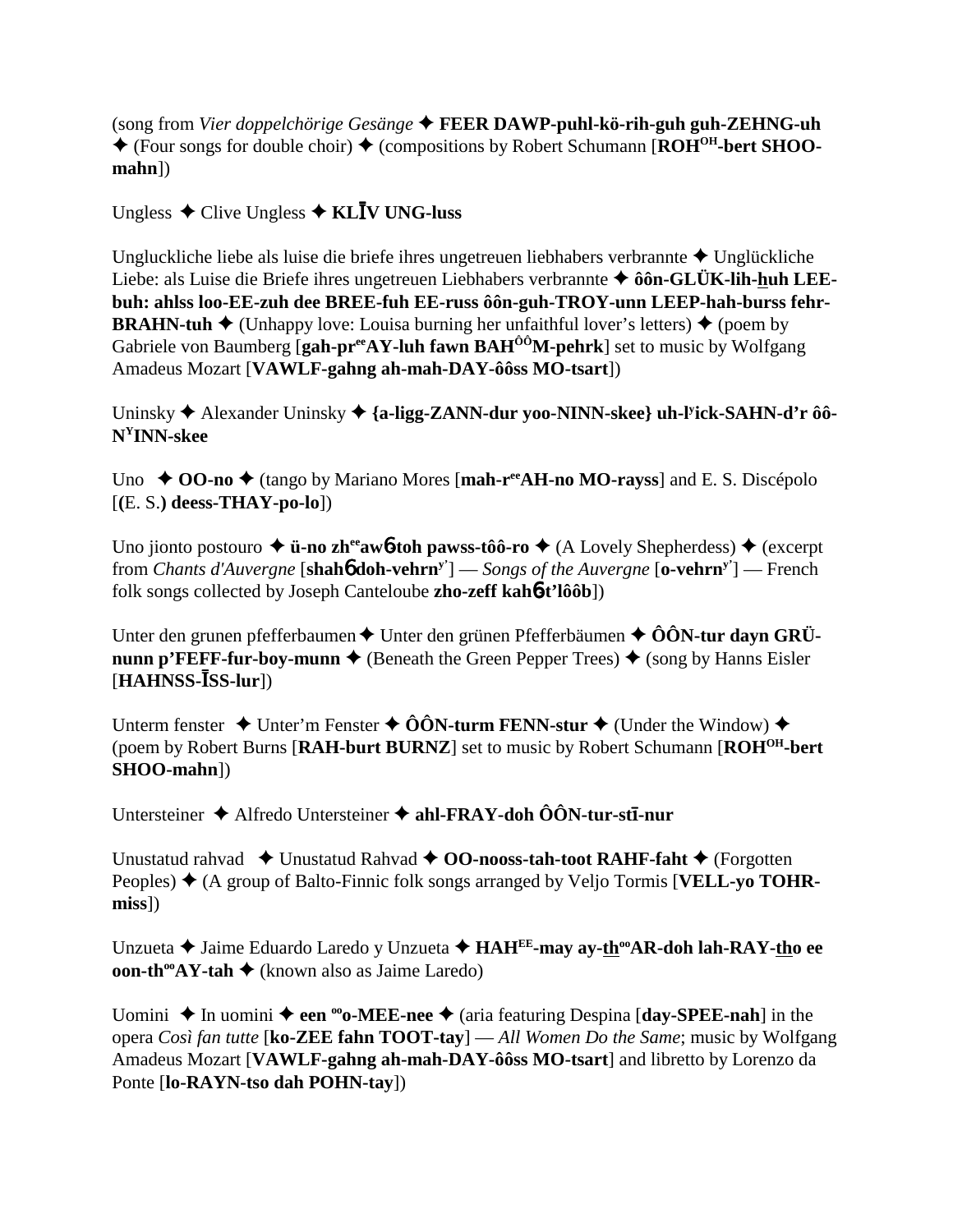(song from *Vier doppelchörige Gesänge* ✦ **FEER DAWP-puhl-kö-rih-guh guh-ZEHNG-uh** ✦ (Four songs for double choir) ✦ (compositions by Robert Schumann [**ROH^OH-bert SHOO-mahn**])

Ungless ✦ Clive Ungless ✦ **KLĪV UNG-luss**

Ungluckliche liebe als luise die briefe ihres ungetreuen liebhabers verbrannte ✦ Unglückliche Liebe: als Luise die Briefe ihres ungetreuen Liebhabers verbrannte ✦ **ôôn-GLÜK-lih-huh LEE-buh: ahlss loo-EE-zuh dee BREE-fuh EE-russ ôôn-guh-TROY-unn LEEP-hah-burss fehr-BRAHN-tuh** ✦ (Unhappy love: Louisa burning her unfaithful lover's letters) ✦ (poem by Gabriele von Baumberg [**gah-pr^ee AY-luh fawn BAH^ÔÔ M-pehrk**] set to music by Wolfgang Amadeus Mozart [**VAWLF-gahng ah-mah-DAY-ôôss MO-tsart**])

Uninsky ✦ Alexander Uninsky ✦ **{a-ligg-ZANN-dur yoo-NINN-skee} uh-l^y ick-SAHN-d'r ôô-N^Y INN-skee**

Uno ✦ **OO-no** ✦ (tango by Mariano Mores [**mah-r^ee AH-no MO-rayss**] and E. S. Discépolo [**(**E. S.**) deess-THAY-po-lo**])

Uno jionto postouro ✦ **ü-no zh^ee awɓ-toh pawss-tôô-ro** ✦ (A Lovely Shepherdess) ✦ (excerpt from *Chants d'Auvergne* [**shahɓ doh-vehrn^y'**] — *Songs of the Auvergne* [**o-vehrn^y'**] — French folk songs collected by Joseph Canteloube **zho-zeff kahɓ-t'lôôb**])

Unter den grunen pfefferbaumen ✦ Unter den grünen Pfefferbäumen ✦ **ÔÔN-tur dayn GRÜ-nunn p'FEFF-fur-boy-munn** ✦ (Beneath the Green Pepper Trees) ✦ (song by Hanns Eisler [**HAHNSS-ĪSS-lur**])

Unterm fenster ✦ Unter'm Fenster ✦ **ÔÔN-turm FENN-stur** ✦ (Under the Window) ✦ (poem by Robert Burns [**RAH-burt BURNZ**] set to music by Robert Schumann [**ROH^OH-bert SHOO-mahn**])

Untersteiner ✦ Alfredo Untersteiner ✦ **ahl-FRAY-doh ÔÔN-tur-stī-nur**

Unustatud rahvad ✦ Unustatud Rahvad ✦ **OO-nooss-tah-toot RAHF-faht** ✦ (Forgotten Peoples) ✦ (A group of Balto-Finnic folk songs arranged by Veljo Tormis [**VELL-yo TOHR-miss**])

Unzueta ✦ Jaime Eduardo Laredo y Unzueta ✦ **HAH^EE-may ay-th^oo AR-doh lah-RAY-tho ee oon-th^oo AY-tah** ✦ (known also as Jaime Laredo)

Uomini ✦ In uomini ✦ **een ^oo o-MEE-nee** ✦ (aria featuring Despina [**day-SPEE-nah**] in the opera *Così fan tutte* [**ko-ZEE fahn TOOT-tay**] — *All Women Do the Same*; music by Wolfgang Amadeus Mozart [**VAWLF-gahng ah-mah-DAY-ôôss MO-tsart**] and libretto by Lorenzo da Ponte [**lo-RAYN-tso dah POHN-tay**])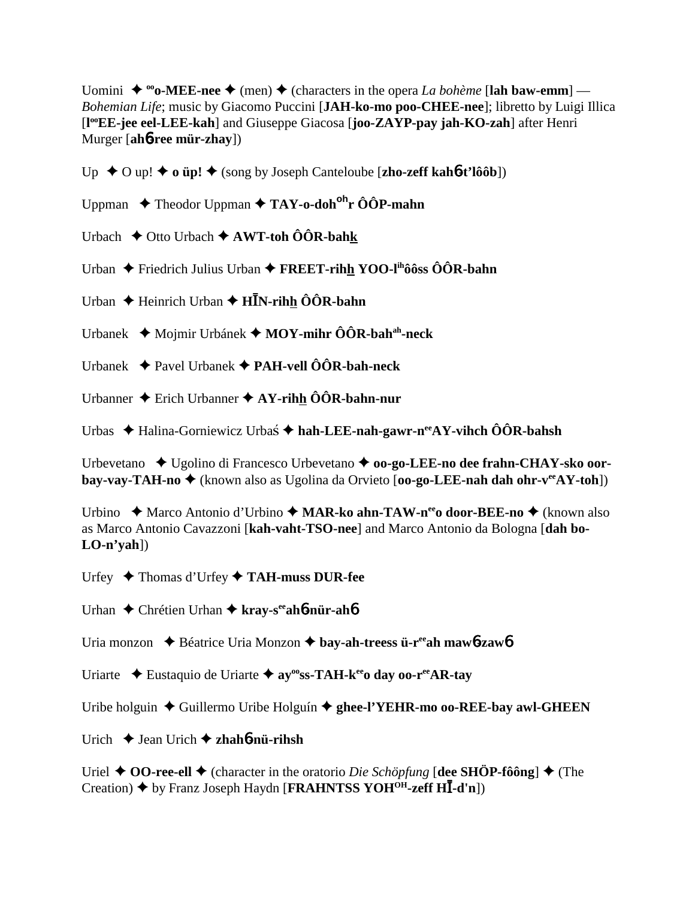Uomini ✦ $^{oo}$**o-MEE-nee** ✦ (men) ✦ (characters in the opera *La bohème* [**lah baw-emm**] — *Bohemian Life*; music by Giacomo Puccini [**JAH-ko-mo poo-CHEE-nee**]; libretto by Luigi Illica [**l$^{oo}$EE-jee eel-LEE-kah**] and Giuseppe Giacosa [**joo-ZAYP-pay jah-KO-zah**] after Henri Murger [**ah6ree mür-zhay**])

Up ✦ O up! ✦ **o üp!** ✦ (song by Joseph Canteloube [**zho-zeff kah6t'lôôb**])

Uppman ✦ Theodor Uppman ✦ **TAY-o-doh$^{oh}$r ÔÔP-mahn**

Urbach ✦ Otto Urbach ✦ **AWT-toh ÔÔR-bahk**

Urban ✦ Friedrich Julius Urban ✦ **FREET-rihh YOO-l$^{ih}$ôôss ÔÔR-bahn**

Urban ✦ Heinrich Urban ✦ **HĪN-rihh ÔÔR-bahn**

Urbanek ✦ Mojmir Urbánek ✦ **MOY-mihr ÔÔR-bah$^{ah}$-neck**

Urbanek ✦ Pavel Urbanek ✦ **PAH-vell ÔÔR-bah-neck**

Urbanner ✦ Erich Urbanner ✦ **AY-rihh ÔÔR-bahn-nur**

Urbas ✦ Halina-Gorniewicz Urbaś ✦ **hah-LEE-nah-gawr-n$^{ee}$AY-vihch ÔÔR-bahsh**

Urbevetano ✦ Ugolino di Francesco Urbevetano ✦ **oo-go-LEE-no dee frahn-CHAY-sko oor-bay-vay-TAH-no** ✦ (known also as Ugolina da Orvieto [**oo-go-LEE-nah dah ohr-v$^{ee}$AY-toh**])

Urbino ✦ Marco Antonio d'Urbino ✦ **MAR-ko ahn-TAW-n$^{ee}$o door-BEE-no** ✦ (known also as Marco Antonio Cavazzoni [**kah-vaht-TSO-nee**] and Marco Antonio da Bologna [**dah bo-LO-n'yah**])

Urfey ✦ Thomas d'Urfey ✦ **TAH-muss DUR-fee**

Urhan ✦ Chrétien Urhan ✦ **kray-s$^{ee}$ah6nür-ah6**

Uria monzon ✦ Béatrice Uria Monzon ✦ **bay-ah-treess ü-r$^{ee}$ah maw6zaw6**

Uriarte ✦ Eustaquio de Uriarte ✦ **ay$^{oo}$ss-TAH-k$^{ee}$o day oo-r$^{ee}$AR-tay**

Uribe holguin ✦ Guillermo Uribe Holguín ✦ **ghee-l'YEHR-mo oo-REE-bay awl-GHEEN**

Urich ✦ Jean Urich ✦ **zhah6nü-rihsh**

Uriel ✦ **OO-ree-ell** ✦ (character in the oratorio *Die Schöpfung* [**dee SHÖP-fôông**] ✦ (The Creation) ✦ by Franz Joseph Haydn [**FRAHNTSS YOH$^{OH}$-zeff HĪ-d'n**])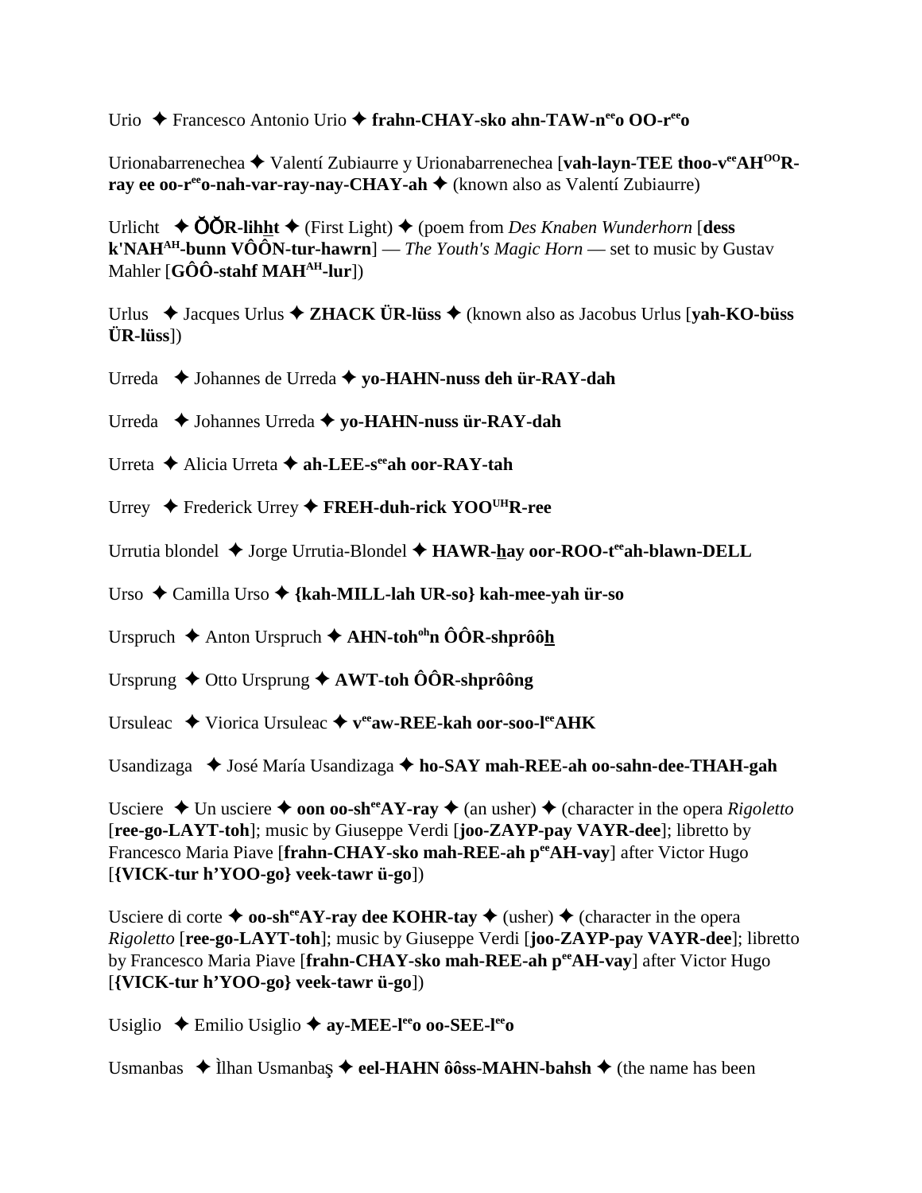Urio ✦ Francesco Antonio Urio ✦ **frahn-CHAY-sko ahn-TAW-n**[ee]**o OO-r**[ee]**o**

Urionabarrenechea ✦ Valentí Zubiaurre y Urionabarrenechea [**vah-layn-TEE thoo-v**[ee]**AH**[OO]**R-ray ee oo-r**[ee]**o-nah-var-ray-nay-CHAY-ah** ✦ (known also as Valentí Zubiaurre)

Urlicht ✦ **ŎŎR-lihht** ✦ (First Light) ✦ (poem from *Des Knaben Wunderhorn* [**dess k'NAH**[AH]**-bunn VÔÔN-tur-hawrn**] — *The Youth's Magic Horn* — set to music by Gustav Mahler [**GÔÔ-stahf MAH**[AH]**-lur**])

Urlus ✦ Jacques Urlus ✦ **ZHACK ÜR-lüss** ✦ (known also as Jacobus Urlus [**yah-KO-büss ÜR-lüss**])

Urreda ✦ Johannes de Urreda ✦ **yo-HAHN-nuss deh ür-RAY-dah**

Urreda ✦ Johannes Urreda ✦ **yo-HAHN-nuss ür-RAY-dah**

Urreta ✦ Alicia Urreta ✦ **ah-LEE-s**[ee]**ah oor-RAY-tah**

Urrey ✦ Frederick Urrey ✦ **FREH-duh-rick YOO**[UH]**R-ree**

Urrutia blondel ✦ Jorge Urrutia-Blondel ✦ **HAWR-hay oor-ROO-t**[ee]**ah-blawn-DELL**

Urso ✦ Camilla Urso ✦ **{kah-MILL-lah UR-so} kah-mee-yah ür-so**

Urspruch ✦ Anton Urspruch ✦ **AHN-toh**[oh]**n ÔÔR-shprôôh**

Ursprung ✦ Otto Ursprung ✦ **AWT-toh ÔÔR-shprôông**

Ursuleac ✦ Viorica Ursuleac ✦ **v**[ee]**aw-REE-kah oor-soo-l**[ee]**AHK**

Usandizaga ✦ José María Usandizaga ✦ **ho-SAY mah-REE-ah oo-sahn-dee-THAH-gah**

Usciere ✦ Un usciere ✦ **oon oo-sh**[ee]**AY-ray** ✦ (an usher) ✦ (character in the opera *Rigoletto* [**ree-go-LAYT-toh**]; music by Giuseppe Verdi [**joo-ZAYP-pay VAYR-dee**]; libretto by Francesco Maria Piave [**frahn-CHAY-sko mah-REE-ah p**[ee]**AH-vay**] after Victor Hugo [**{VICK-tur h'YOO-go} veek-tawr ü-go**])

Usciere di corte ✦ **oo-sh**[ee]**AY-ray dee KOHR-tay** ✦ (usher) ✦ (character in the opera *Rigoletto* [**ree-go-LAYT-toh**]; music by Giuseppe Verdi [**joo-ZAYP-pay VAYR-dee**]; libretto by Francesco Maria Piave [**frahn-CHAY-sko mah-REE-ah p**[ee]**AH-vay**] after Victor Hugo [**{VICK-tur h'YOO-go} veek-tawr ü-go**])

Usiglio ✦ Emilio Usiglio ✦ **ay-MEE-l**[ee]**o oo-SEE-l**[ee]**o**

Usmanbas ✦ Ìlhan Usmanbaş ✦ **eel-HAHN ôôss-MAHN-bahsh** ✦ (the name has been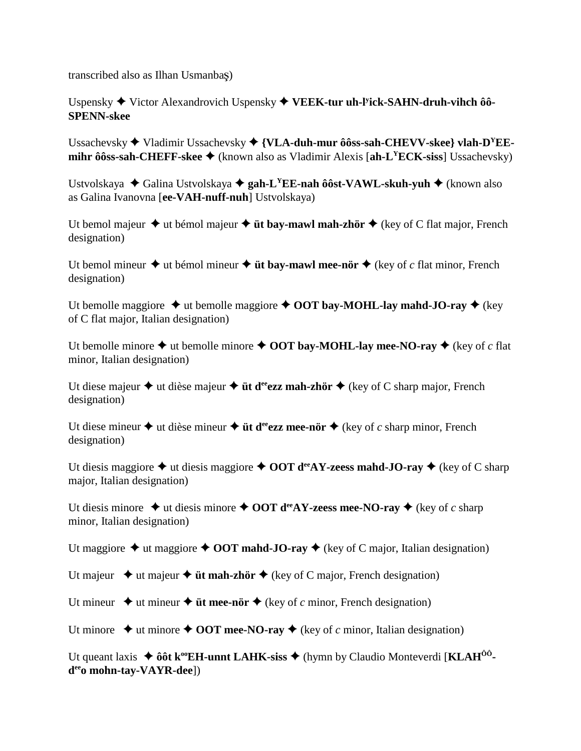transcribed also as Ilhan Usmanbaş)

Uspensky ✦ Victor Alexandrovich Uspensky ✦ **VEEK-tur uh-lʸick-SAHN-druh-vihch ôô-SPENN-skee**

Ussachevsky ✦ Vladimir Ussachevsky ✦ **{VLA-duh-mur ôôss-sah-CHEVV-skee} vlah-DʸEE-mihr ôôss-sah-CHEFF-skee** ✦ (known also as Vladimir Alexis [**ah-LʸECK-siss**] Ussachevsky)

Ustvolskaya ✦ Galina Ustvolskaya ✦ **gah-LʸEE-nah ôôst-VAWL-skuh-yuh** ✦ (known also as Galina Ivanovna [**ee-VAH-nuff-nuh**] Ustvolskaya)

Ut bemol majeur ✦ ut bémol majeur ✦ **üt bay-mawl mah-zhör** ✦ (key of C flat major, French designation)

Ut bemol mineur ✦ ut bémol mineur ✦ **üt bay-mawl mee-nör** ✦ (key of *c* flat minor, French designation)

Ut bemolle maggiore ✦ ut bemolle maggiore ✦ **OOT bay-MOHL-lay mahd-JO-ray** ✦ (key of C flat major, Italian designation)

Ut bemolle minore ✦ ut bemolle minore ✦ **OOT bay-MOHL-lay mee-NO-ray** ✦ (key of *c* flat minor, Italian designation)

Ut diese majeur ✦ ut dièse majeur ✦ **üt dᵉᵉezz mah-zhör** ✦ (key of C sharp major, French designation)

Ut diese mineur ✦ ut dièse mineur ✦ **üt dᵉᵉezz mee-nör** ✦ (key of *c* sharp minor, French designation)

Ut diesis maggiore ✦ ut diesis maggiore ✦ **OOT dᵉᵉAY-zeess mahd-JO-ray** ✦ (key of C sharp major, Italian designation)

Ut diesis minore ✦ ut diesis minore ✦ **OOT dᵉᵉAY-zeess mee-NO-ray** ✦ (key of *c* sharp minor, Italian designation)

Ut maggiore ✦ ut maggiore ✦ **OOT mahd-JO-ray** ✦ (key of C major, Italian designation)

Ut majeur ✦ ut majeur ✦ **üt mah-zhör** ✦ (key of C major, French designation)

Ut mineur ✦ ut mineur ✦ **üt mee-nör** ✦ (key of *c* minor, French designation)

Ut minore ✦ ut minore ✦ **OOT mee-NO-ray** ✦ (key of *c* minor, Italian designation)

Ut queant laxis ✦ **ôôt kᵒᵒEH-unnt LAHK-siss** ✦ (hymn by Claudio Monteverdi [**KLAHᴼᴼ-dᵉᵉo mohn-tay-VAYR-dee**])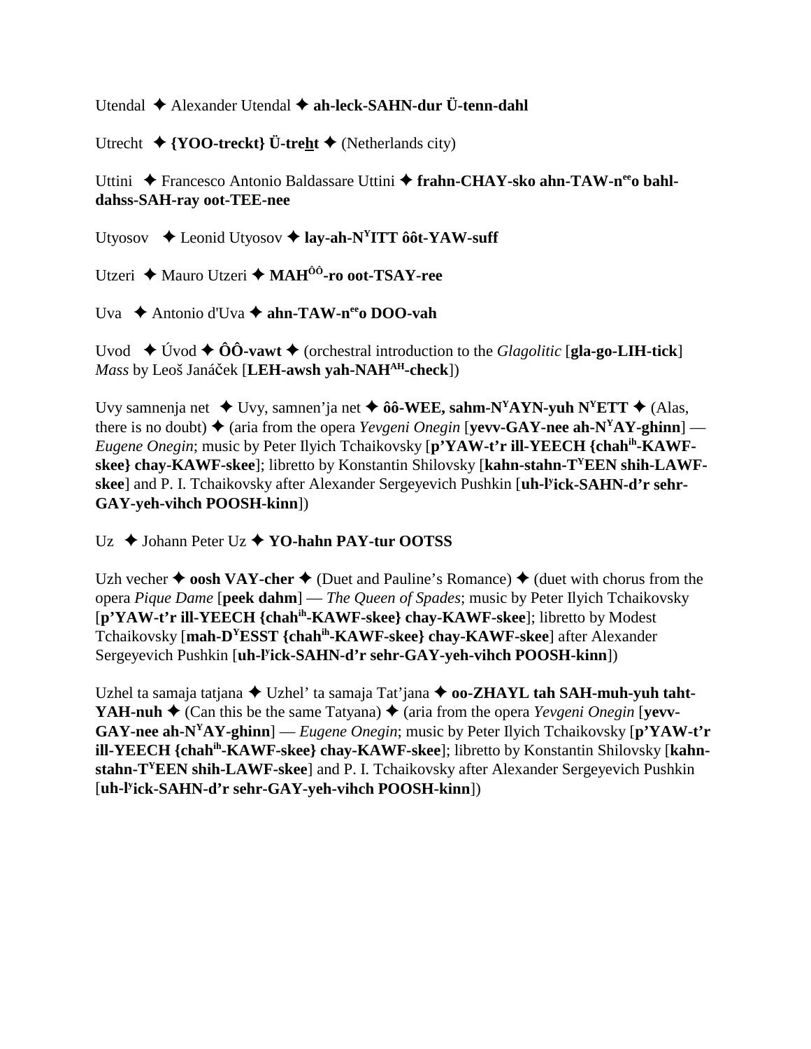Utendal ✦ Alexander Utendal ✦ **ah-leck-SAHN-dur Ü-tenn-dahl**

Utrecht ✦ **{YOO-treckt} Ü-tre<u>h</u>t** ✦ (Netherlands city)

Uttini ✦ Francesco Antonio Baldassare Uttini ✦ **frahn-CHAY-sko ahn-TAW-n^ee^o bahl-dahss-SAH-ray oot-TEE-nee**

Utyosov ✦ Leonid Utyosov ✦ **lay-ah-N^Y^ITT ôôt-YAW-suff**

Utzeri ✦ Mauro Utzeri ✦ **MAH^ÔÔ^-ro oot-TSAY-ree**

Uva ✦ Antonio d'Uva ✦ **ahn-TAW-n^ee^o DOO-vah**

Uvod ✦ Úvod ✦ **ÔÔ-vawt** ✦ (orchestral introduction to the *Glagolitic* [**gla-go-LIH-tick**] *Mass* by Leoš Janáček [**LEH-awsh yah-NAH^AH^-check**])

Uvy samnenja net ✦ Uvy, samnen'ja net ✦ **ôô-WEE, sahm-N^Y^AYN-yuh N^Y^ETT** ✦ (Alas, there is no doubt) ✦ (aria from the opera *Yevgeni Onegin* [**yevv-GAY-nee ah-N^Y^AY-ghinn**] — *Eugene Onegin*; music by Peter Ilyich Tchaikovsky [**p'YAW-t'r ill-YEECH {chah^ih^-KAWF-skee} chay-KAWF-skee**]; libretto by Konstantin Shilovsky [**kahn-stahn-T^Y^EEN shih-LAWF-skee**] and P. I. Tchaikovsky after Alexander Sergeyevich Pushkin [**uh-l^y^ick-SAHN-d'r sehr-GAY-yeh-vihch POOSH-kinn**])

Uz ✦ Johann Peter Uz ✦ **YO-hahn PAY-tur OOTSS**

Uzh vecher ✦ **oosh VAY-cher** ✦ (Duet and Pauline's Romance) ✦ (duet with chorus from the opera *Pique Dame* [**peek dahm**] — *The Queen of Spades*; music by Peter Ilyich Tchaikovsky [**p'YAW-t'r ill-YEECH {chah^ih^-KAWF-skee} chay-KAWF-skee**]; libretto by Modest Tchaikovsky [**mah-D^Y^ESST {chah^ih^-KAWF-skee} chay-KAWF-skee**] after Alexander Sergeyevich Pushkin [**uh-l^y^ick-SAHN-d'r sehr-GAY-yeh-vihch POOSH-kinn**])

Uzhel ta samaja tatjana ✦ Uzhel' ta samaja Tat'jana ✦ **oo-ZHAYL tah SAH-muh-yuh taht-YAH-nuh** ✦ (Can this be the same Tatyana) ✦ (aria from the opera *Yevgeni Onegin* [**yevv-GAY-nee ah-N^Y^AY-ghinn**] — *Eugene Onegin*; music by Peter Ilyich Tchaikovsky [**p'YAW-t'r ill-YEECH {chah^ih^-KAWF-skee} chay-KAWF-skee**]; libretto by Konstantin Shilovsky [**kahn-stahn-T^Y^EEN shih-LAWF-skee**] and P. I. Tchaikovsky after Alexander Sergeyevich Pushkin [**uh-l^y^ick-SAHN-d'r sehr-GAY-yeh-vihch POOSH-kinn**])